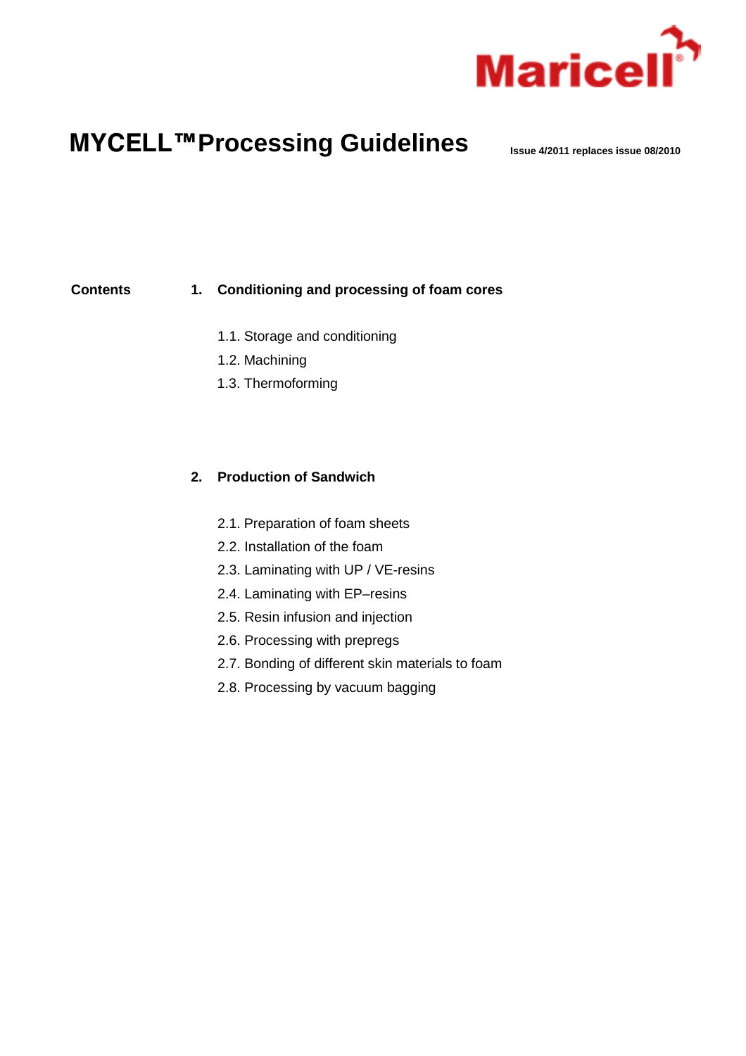Maricell®

# MYCELL™ Processing Guidelines

**Issue 4/2011 replaces issue 08/2010**

**Contents**

**1. Conditioning and processing of foam cores**

1.1. Storage and conditioning
1.2. Machining
1.3. Thermoforming

**2. Production of Sandwich**

2.1. Preparation of foam sheets
2.2. Installation of the foam
2.3. Laminating with UP / VE-resins
2.4. Laminating with EP–resins
2.5. Resin infusion and injection
2.6. Processing with prepregs
2.7. Bonding of different skin materials to foam
2.8. Processing by vacuum bagging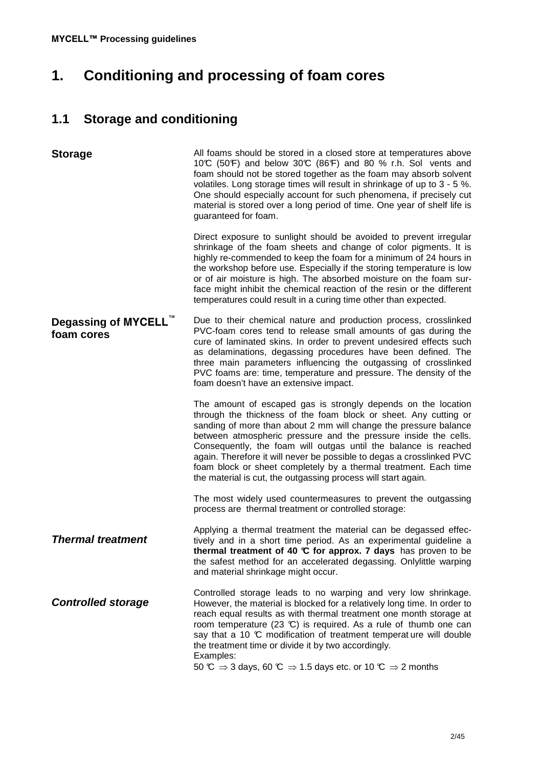# 1. Conditioning and processing of foam cores

## 1.1 Storage and conditioning

### Storage

All foams should be stored in a closed store at temperatures above 10°C (50°F) and below 30°C (86°F) and 80 % r.h. Sol vents and foam should not be stored together as the foam may absorb solvent volatiles. Long storage times will result in shrinkage of up to 3 - 5 %. One should especially account for such phenomena, if precisely cut material is stored over a long period of time. One year of shelf life is guaranteed for foam.

Direct exposure to sunlight should be avoided to prevent irregular shrinkage of the foam sheets and change of color pigments. It is highly re-commended to keep the foam for a minimum of 24 hours in the workshop before use. Especially if the storing temperature is low or of air moisture is high. The absorbed moisture on the foam sur-face might inhibit the chemical reaction of the resin or the different temperatures could result in a curing time other than expected.

### Degassing of MYCELL™ foam cores

Due to their chemical nature and production process, crosslinked PVC-foam cores tend to release small amounts of gas during the cure of laminated skins. In order to prevent undesired effects such as delaminations, degassing procedures have been defined. The three main parameters influencing the outgassing of crosslinked PVC foams are: time, temperature and pressure. The density of the foam doesn't have an extensive impact.

The amount of escaped gas is strongly depends on the location through the thickness of the foam block or sheet. Any cutting or sanding of more than about 2 mm will change the pressure balance between atmospheric pressure and the pressure inside the cells. Consequently, the foam will outgas until the balance is reached again. Therefore it will never be possible to degas a crosslinked PVC foam block or sheet completely by a thermal treatment. Each time the material is cut, the outgassing process will start again.

The most widely used countermeasures to prevent the outgassing process are thermal treatment or controlled storage:

#### *Thermal treatment*

Applying a thermal treatment the material can be degassed effec-tively and in a short time period. As an experimental guideline a **thermal treatment of 40 °C for approx. 7 days** has proven to be the safest method for an accelerated degassing. Onlylittle warping and material shrinkage might occur.

#### *Controlled storage*

Controlled storage leads to no warping and very low shrinkage. However, the material is blocked for a relatively long time. In order to reach equal results as with thermal treatment one month storage at room temperature (23 °C) is required. As a rule of thumb one can say that a 10 °C modification of treatment temperat ure will double the treatment time or divide it by two accordingly.
Examples:
50 °C ⇒ 3 days, 60 °C ⇒ 1.5 days etc. or 10 °C ⇒ 2 months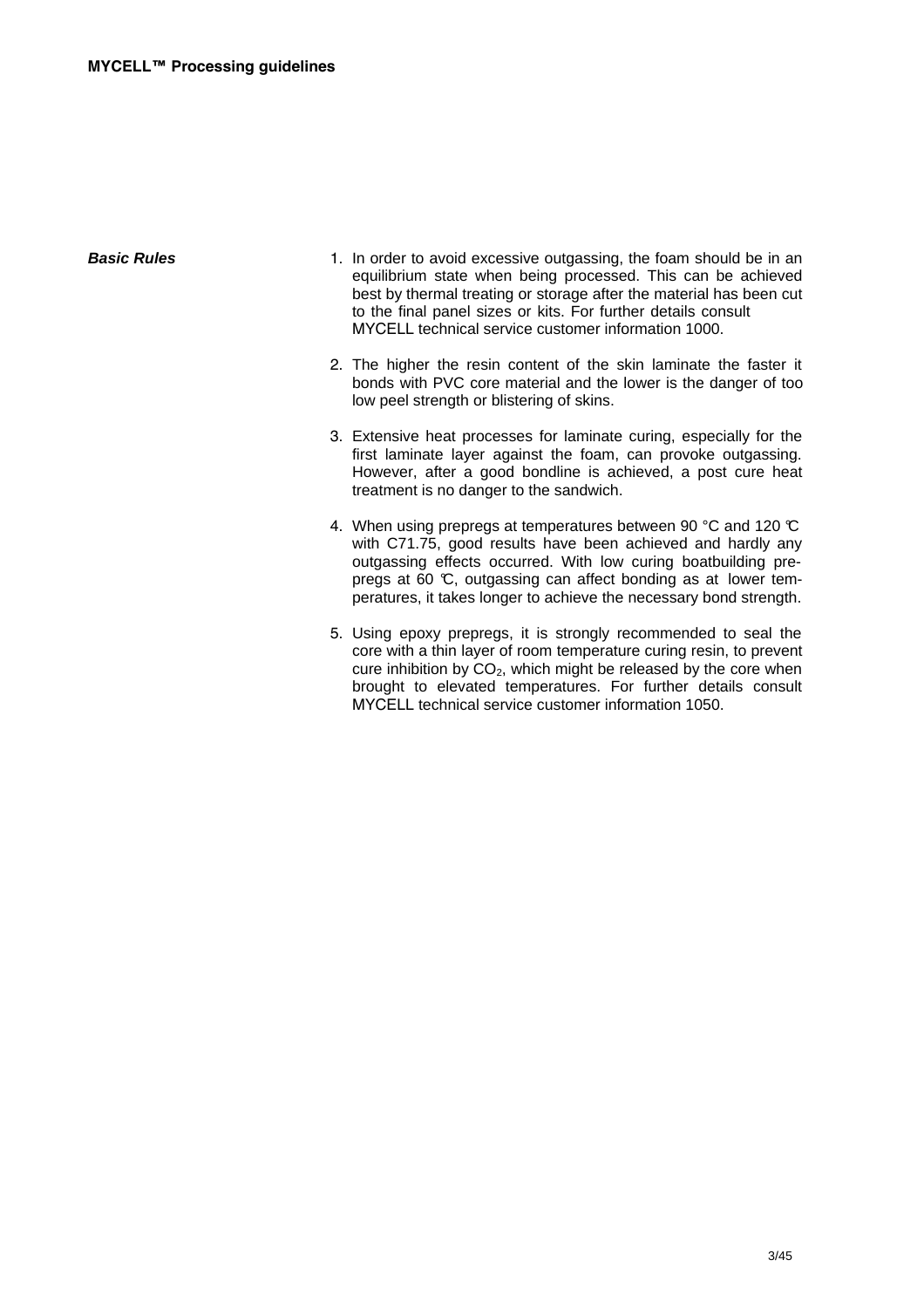**MYCELL™ Processing guidelines**

***Basic Rules***

1. In order to avoid excessive outgassing, the foam should be in an equilibrium state when being processed. This can be achieved best by thermal treating or storage after the material has been cut to the final panel sizes or kits. For further details consult MYCELL technical service customer information 1000.

2. The higher the resin content of the skin laminate the faster it bonds with PVC core material and the lower is the danger of too low peel strength or blistering of skins.

3. Extensive heat processes for laminate curing, especially for the first laminate layer against the foam, can provoke outgassing. However, after a good bondline is achieved, a post cure heat treatment is no danger to the sandwich.

4. When using prepregs at temperatures between 90 °C and 120 °C with C71.75, good results have been achieved and hardly any outgassing effects occurred. With low curing boatbuilding prepregs at 60 °C, outgassing can affect bonding as at lower temperatures, it takes longer to achieve the necessary bond strength.

5. Using epoxy prepregs, it is strongly recommended to seal the core with a thin layer of room temperature curing resin, to prevent cure inhibition by $CO_2$, which might be released by the core when brought to elevated temperatures. For further details consult MYCELL technical service customer information 1050.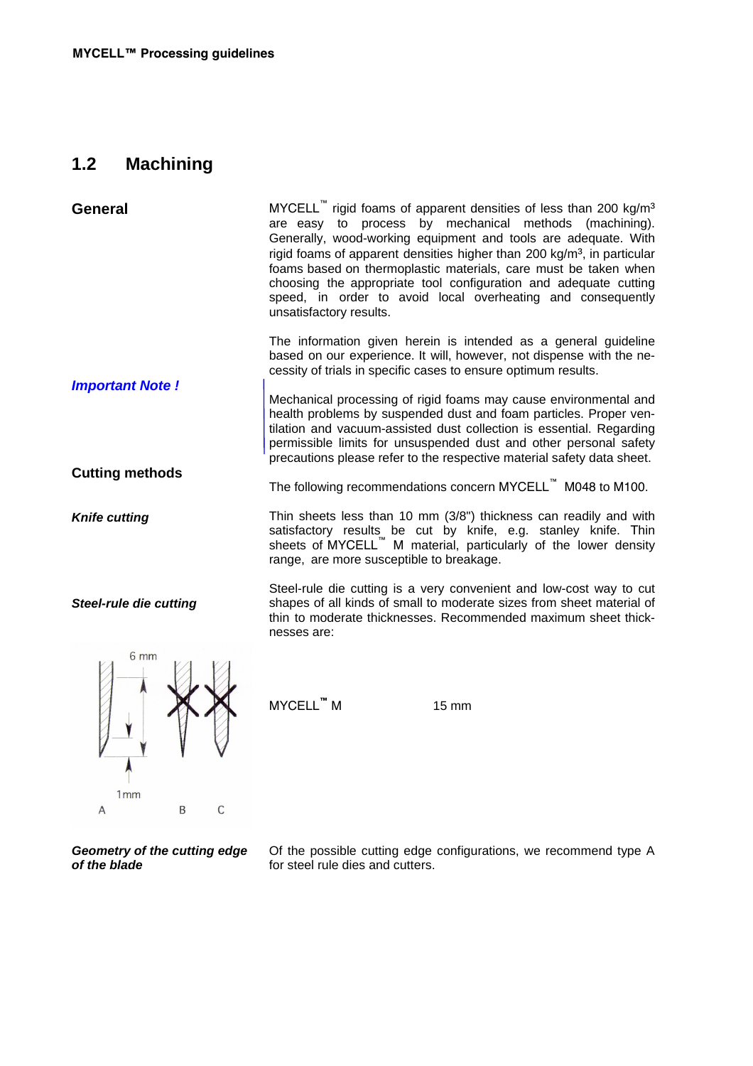## 1.2 Machining

**General**

MYCELL™ rigid foams of apparent densities of less than 200 kg/m³ are easy to process by mechanical methods (machining). Generally, wood-working equipment and tools are adequate. With rigid foams of apparent densities higher than 200 kg/m³, in particular foams based on thermoplastic materials, care must be taken when choosing the appropriate tool configuration and adequate cutting speed, in order to avoid local overheating and consequently unsatisfactory results.

The information given herein is intended as a general guideline based on our experience. It will, however, not dispense with the necessity of trials in specific cases to ensure optimum results.

***Important Note !***

Mechanical processing of rigid foams may cause environmental and health problems by suspended dust and foam particles. Proper ventilation and vacuum-assisted dust collection is essential. Regarding permissible limits for unsuspended dust and other personal safety precautions please refer to the respective material safety data sheet.

**Cutting methods**

The following recommendations concern MYCELL™ M048 to M100.

***Knife cutting***

Thin sheets less than 10 mm (3/8") thickness can readily and with satisfactory results be cut by knife, e.g. stanley knife. Thin sheets of MYCELL™ M material, particularly of the lower density range, are more susceptible to breakage.

***Steel-rule die cutting***

Steel-rule die cutting is a very convenient and low-cost way to cut shapes of all kinds of small to moderate sizes from sheet material of thin to moderate thicknesses. Recommended maximum sheet thicknesses are:

| | |
|---|---|
| MYCELL™ M | 15 mm |

***Geometry of the cutting edge of the blade***

Of the possible cutting edge configurations, we recommend type A for steel rule dies and cutters.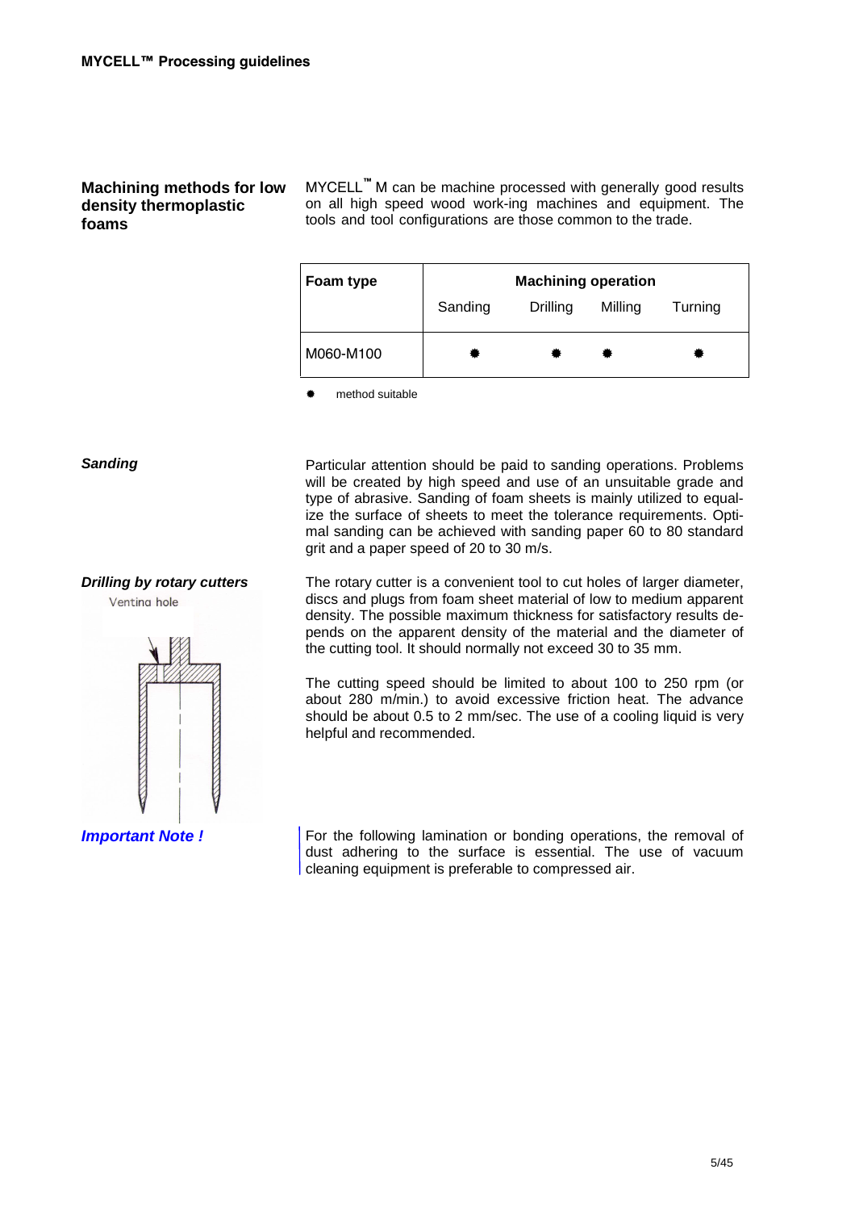## Machining methods for low density thermoplastic foams

MYCELL™ M can be machine processed with generally good results on all high speed wood work-ing machines and equipment. The tools and tool configurations are those common to the trade.

| Foam type | Machining operation | | | |
|---|---|---|---|---|
| | Sanding | Drilling | Milling | Turning |
| M060-M100 | ✸ | ✸ | ✸ | ✸ |

✸ method suitable

### *Sanding*

Particular attention should be paid to sanding operations. Problems will be created by high speed and use of an unsuitable grade and type of abrasive. Sanding of foam sheets is mainly utilized to equalize the surface of sheets to meet the tolerance requirements. Optimal sanding can be achieved with sanding paper 60 to 80 standard grit and a paper speed of 20 to 30 m/s.

### *Drilling by rotary cutters*

Venting hole

The rotary cutter is a convenient tool to cut holes of larger diameter, discs and plugs from foam sheet material of low to medium apparent density. The possible maximum thickness for satisfactory results depends on the apparent density of the material and the diameter of the cutting tool. It should normally not exceed 30 to 35 mm.

The cutting speed should be limited to about 100 to 250 rpm (or about 280 m/min.) to avoid excessive friction heat. The advance should be about 0.5 to 2 mm/sec. The use of a cooling liquid is very helpful and recommended.

### *Important Note !*

For the following lamination or bonding operations, the removal of dust adhering to the surface is essential. The use of vacuum cleaning equipment is preferable to compressed air.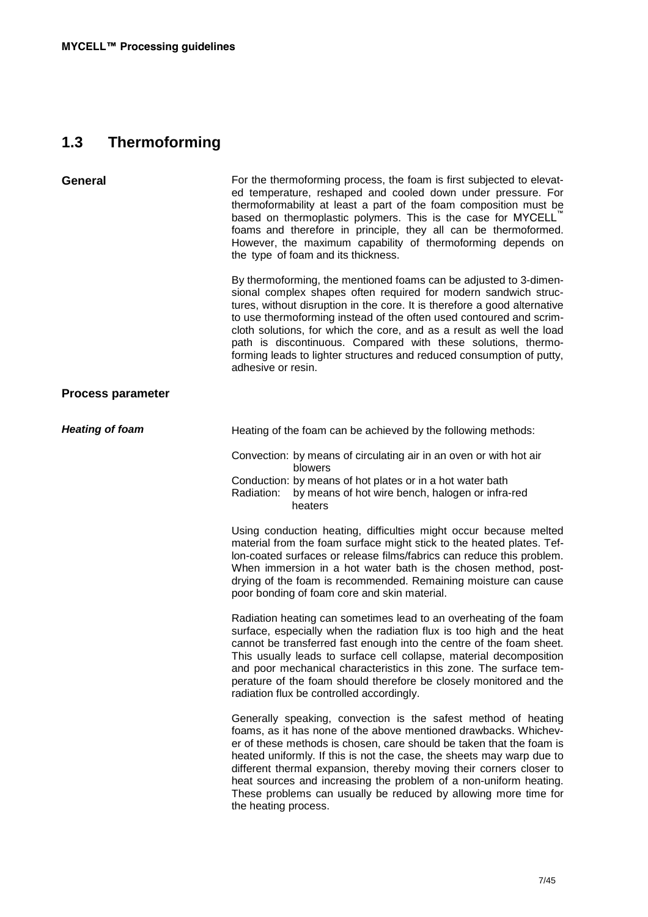## 1.3 Thermoforming

**General**

For the thermoforming process, the foam is first subjected to elevated temperature, reshaped and cooled down under pressure. For thermoformability at least a part of the foam composition must be based on thermoplastic polymers. This is the case for MYCELL™ foams and therefore in principle, they all can be thermoformed. However, the maximum capability of thermoforming depends on the type of foam and its thickness.

By thermoforming, the mentioned foams can be adjusted to 3-dimensional complex shapes often required for modern sandwich structures, without disruption in the core. It is therefore a good alternative to use thermoforming instead of the often used contoured and scrimcloth solutions, for which the core, and as a result as well the load path is discontinuous. Compared with these solutions, thermoforming leads to lighter structures and reduced consumption of putty, adhesive or resin.

### Process parameter

***Heating of foam***

Heating of the foam can be achieved by the following methods:

Convection: by means of circulating air in an oven or with hot air blowers
Conduction: by means of hot plates or in a hot water bath
Radiation: by means of hot wire bench, halogen or infra-red heaters

Using conduction heating, difficulties might occur because melted material from the foam surface might stick to the heated plates. Teflon-coated surfaces or release films/fabrics can reduce this problem. When immersion in a hot water bath is the chosen method, post-drying of the foam is recommended. Remaining moisture can cause poor bonding of foam core and skin material.

Radiation heating can sometimes lead to an overheating of the foam surface, especially when the radiation flux is too high and the heat cannot be transferred fast enough into the centre of the foam sheet. This usually leads to surface cell collapse, material decomposition and poor mechanical characteristics in this zone. The surface temperature of the foam should therefore be closely monitored and the radiation flux be controlled accordingly.

Generally speaking, convection is the safest method of heating foams, as it has none of the above mentioned drawbacks. Whichever of these methods is chosen, care should be taken that the foam is heated uniformly. If this is not the case, the sheets may warp due to different thermal expansion, thereby moving their corners closer to heat sources and increasing the problem of a non-uniform heating. These problems can usually be reduced by allowing more time for the heating process.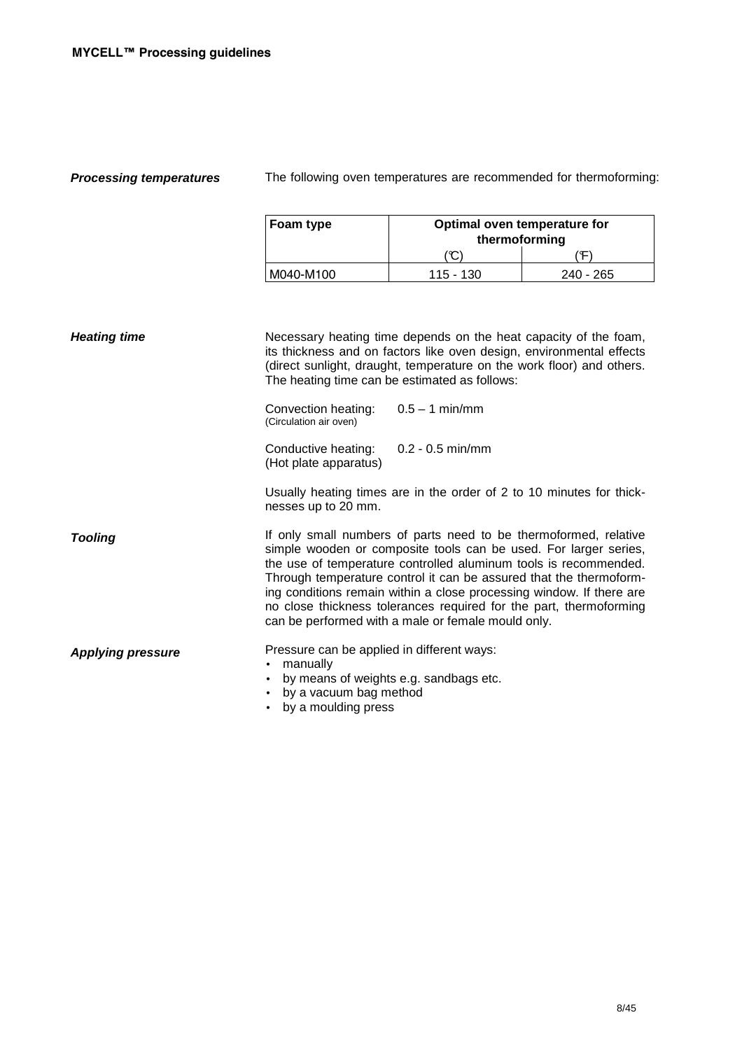### *Processing temperatures*

The following oven temperatures are recommended for thermoforming:

| Foam type | Optimal oven temperature for thermoforming | |
|---|---|---|
| | (°C) | (°F) |
| M040-M100 | 115 - 130 | 240 - 265 |

### *Heating time*

Necessary heating time depends on the heat capacity of the foam, its thickness and on factors like oven design, environmental effects (direct sunlight, draught, temperature on the work floor) and others. The heating time can be estimated as follows:

Convection heating: 0.5 – 1 min/mm
(Circulation air oven)

Conductive heating: 0.2 - 0.5 min/mm
(Hot plate apparatus)

Usually heating times are in the order of 2 to 10 minutes for thicknesses up to 20 mm.

### *Tooling*

If only small numbers of parts need to be thermoformed, relative simple wooden or composite tools can be used. For larger series, the use of temperature controlled aluminum tools is recommended. Through temperature control it can be assured that the thermoforming conditions remain within a close processing window. If there are no close thickness tolerances required for the part, thermoforming can be performed with a male or female mould only.

### *Applying pressure*

Pressure can be applied in different ways:

- manually
- by means of weights e.g. sandbags etc.
- by a vacuum bag method
- by a moulding press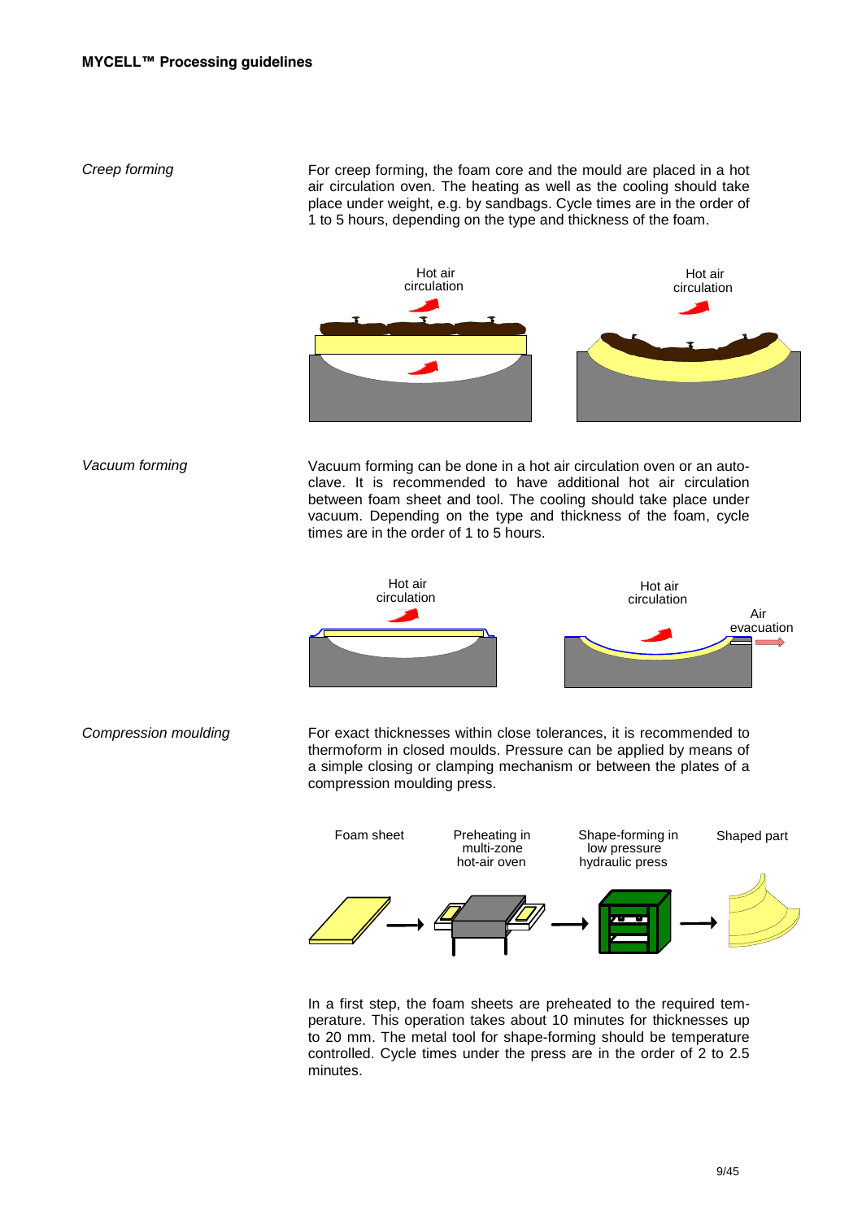*Creep forming*

For creep forming, the foam core and the mould are placed in a hot air circulation oven. The heating as well as the cooling should take place under weight, e.g. by sandbags. Cycle times are in the order of 1 to 5 hours, depending on the type and thickness of the foam.

Hot air circulation

Hot air circulation

*Vacuum forming*

Vacuum forming can be done in a hot air circulation oven or an autoclave. It is recommended to have additional hot air circulation between foam sheet and tool. The cooling should take place under vacuum. Depending on the type and thickness of the foam, cycle times are in the order of 1 to 5 hours.

Hot air circulation

Hot air circulation

Air evacuation

*Compression moulding*

For exact thicknesses within close tolerances, it is recommended to thermoform in closed moulds. Pressure can be applied by means of a simple closing or clamping mechanism or between the plates of a compression moulding press.

Foam sheet → Preheating in multi-zone hot-air oven → Shape-forming in low pressure hydraulic press → Shaped part

In a first step, the foam sheets are preheated to the required temperature. This operation takes about 10 minutes for thicknesses up to 20 mm. The metal tool for shape-forming should be temperature controlled. Cycle times under the press are in the order of 2 to 2.5 minutes.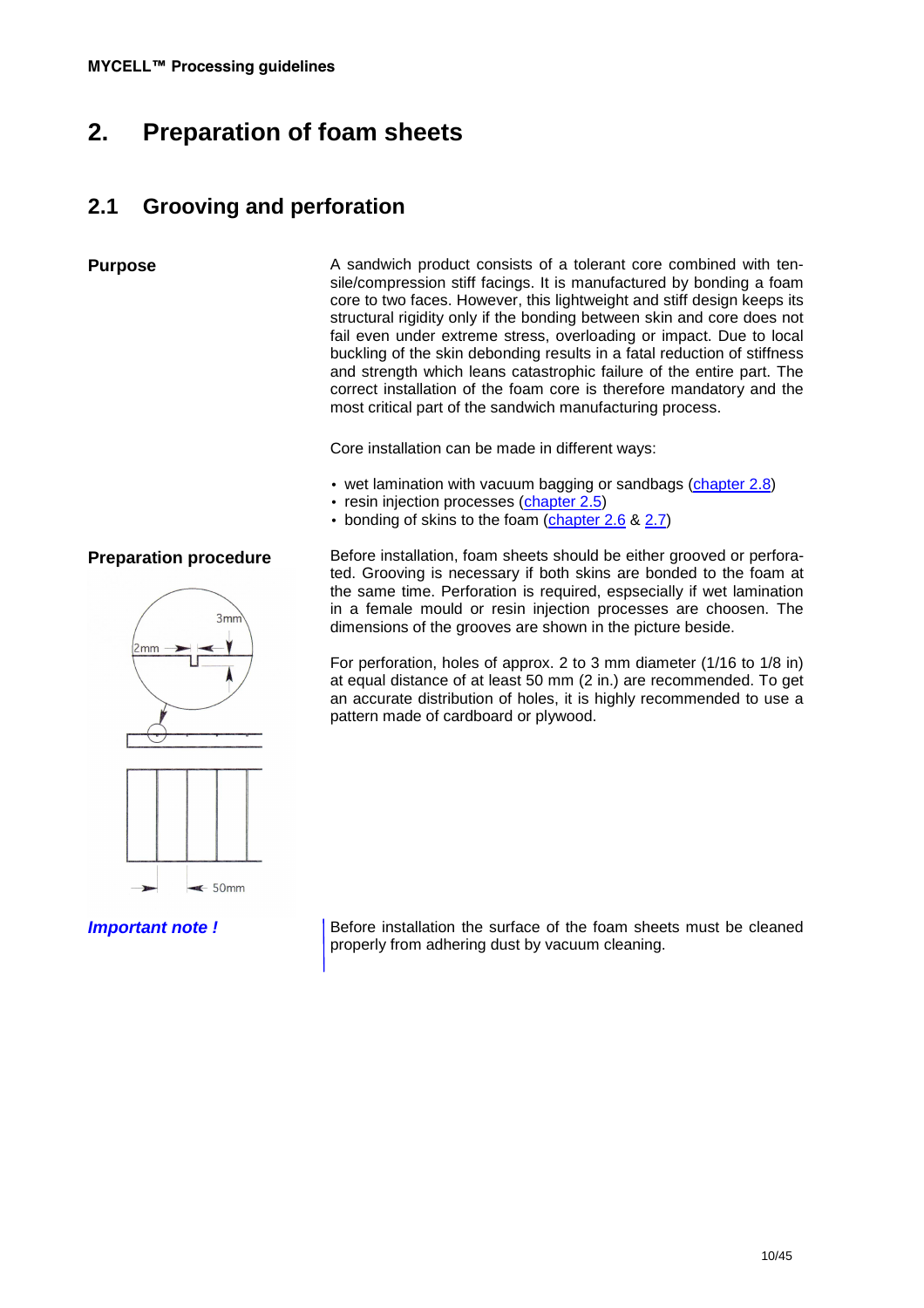# 2. Preparation of foam sheets

## 2.1 Grooving and perforation

**Purpose**

A sandwich product consists of a tolerant core combined with tensile/compression stiff facings. It is manufactured by bonding a foam core to two faces. However, this lightweight and stiff design keeps its structural rigidity only if the bonding between skin and core does not fail even under extreme stress, overloading or impact. Due to local buckling of the skin debonding results in a fatal reduction of stiffness and strength which leans catastrophic failure of the entire part. The correct installation of the foam core is therefore mandatory and the most critical part of the sandwich manufacturing process.

Core installation can be made in different ways:

- wet lamination with vacuum bagging or sandbags (chapter 2.8)
- resin injection processes (chapter 2.5)
- bonding of skins to the foam (chapter 2.6 & 2.7)

**Preparation procedure**

Before installation, foam sheets should be either grooved or perforated. Grooving is necessary if both skins are bonded to the foam at the same time. Perforation is required, espsecially if wet lamination in a female mould or resin injection processes are choosen. The dimensions of the grooves are shown in the picture beside.

For perforation, holes of approx. 2 to 3 mm diameter (1/16 to 1/8 in) at equal distance of at least 50 mm (2 in.) are recommended. To get an accurate distribution of holes, it is highly recommended to use a pattern made of cardboard or plywood.

***Important note !***

Before installation the surface of the foam sheets must be cleaned properly from adhering dust by vacuum cleaning.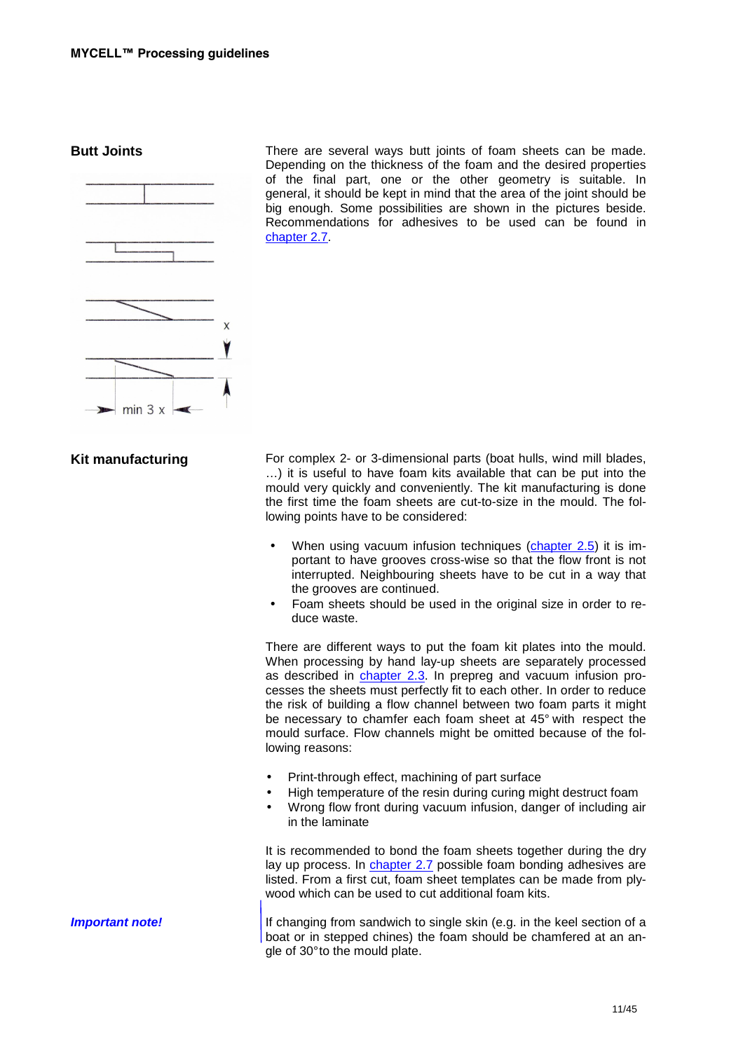## Butt Joints

There are several ways butt joints of foam sheets can be made. Depending on the thickness of the foam and the desired properties of the final part, one or the other geometry is suitable. In general, it should be kept in mind that the area of the joint should be big enough. Some possibilities are shown in the pictures beside. Recommendations for adhesives to be used can be found in chapter 2.7.

x

min 3 x

## Kit manufacturing

For complex 2- or 3-dimensional parts (boat hulls, wind mill blades, …) it is useful to have foam kits available that can be put into the mould very quickly and conveniently. The kit manufacturing is done the first time the foam sheets are cut-to-size in the mould. The following points have to be considered:

- When using vacuum infusion techniques (chapter 2.5) it is important to have grooves cross-wise so that the flow front is not interrupted. Neighbouring sheets have to be cut in a way that the grooves are continued.
- Foam sheets should be used in the original size in order to reduce waste.

There are different ways to put the foam kit plates into the mould. When processing by hand lay-up sheets are separately processed as described in chapter 2.3. In prepreg and vacuum infusion processes the sheets must perfectly fit to each other. In order to reduce the risk of building a flow channel between two foam parts it might be necessary to chamfer each foam sheet at 45° with respect the mould surface. Flow channels might be omitted because of the following reasons:

- Print-through effect, machining of part surface
- High temperature of the resin during curing might destruct foam
- Wrong flow front during vacuum infusion, danger of including air in the laminate

It is recommended to bond the foam sheets together during the dry lay up process. In chapter 2.7 possible foam bonding adhesives are listed. From a first cut, foam sheet templates can be made from plywood which can be used to cut additional foam kits.

***Important note!***

If changing from sandwich to single skin (e.g. in the keel section of a boat or in stepped chines) the foam should be chamfered at an angle of 30° to the mould plate.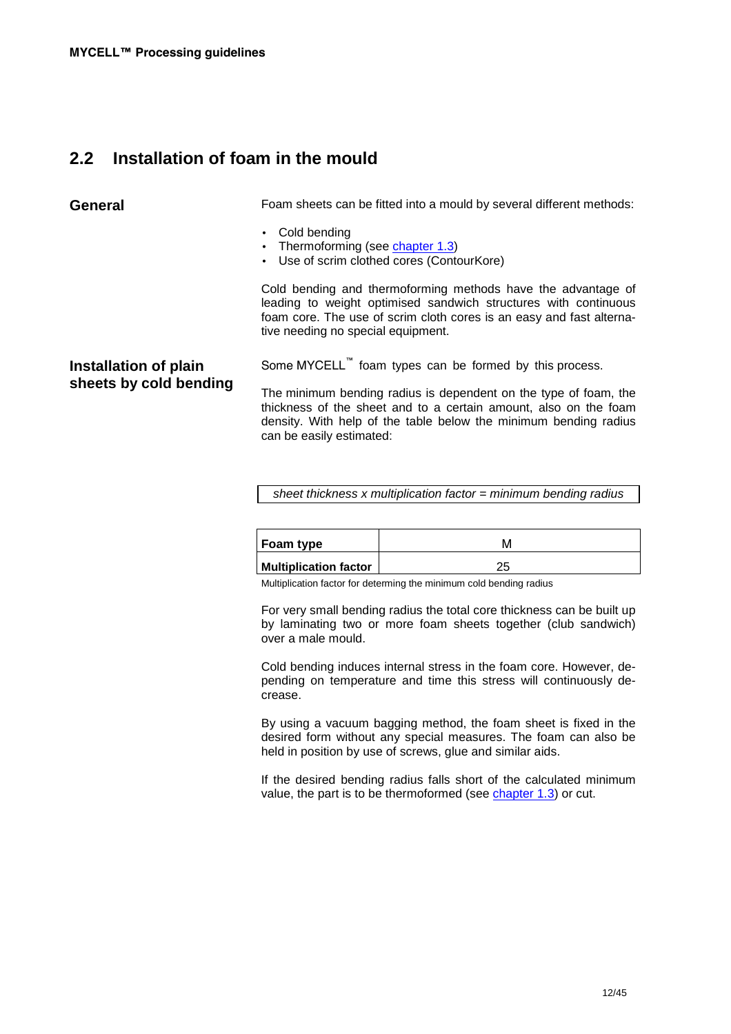## 2.2 Installation of foam in the mould

### General

Foam sheets can be fitted into a mould by several different methods:

- Cold bending
- Thermoforming (see chapter 1.3)
- Use of scrim clothed cores (ContourKore)

Cold bending and thermoforming methods have the advantage of leading to weight optimised sandwich structures with continuous foam core. The use of scrim cloth cores is an easy and fast alternative needing no special equipment.

### Installation of plain sheets by cold bending

Some MYCELL™ foam types can be formed by this process.

The minimum bending radius is dependent on the type of foam, the thickness of the sheet and to a certain amount, also on the foam density. With help of the table below the minimum bending radius can be easily estimated:

*sheet thickness x multiplication factor = minimum bending radius*

| **Foam type** | M |
|---|---|
| **Multiplication factor** | 25 |

Multiplication factor for determing the minimum cold bending radius

For very small bending radius the total core thickness can be built up by laminating two or more foam sheets together (club sandwich) over a male mould.

Cold bending induces internal stress in the foam core. However, depending on temperature and time this stress will continuously decrease.

By using a vacuum bagging method, the foam sheet is fixed in the desired form without any special measures. The foam can also be held in position by use of screws, glue and similar aids.

If the desired bending radius falls short of the calculated minimum value, the part is to be thermoformed (see chapter 1.3) or cut.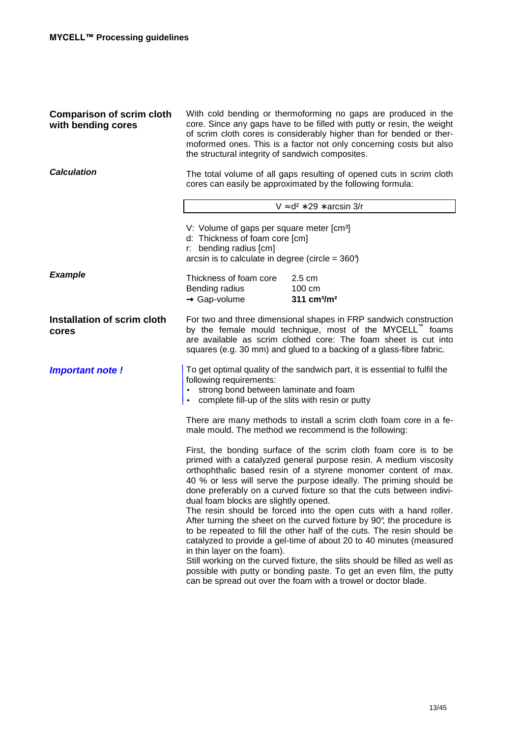## Comparison of scrim cloth with bending cores

With cold bending or thermoforming no gaps are produced in the core. Since any gaps have to be filled with putty or resin, the weight of scrim cloth cores is considerably higher than for bended or thermoformed ones. This is a factor not only concerning costs but also the structural integrity of sandwich composites.

### *Calculation*

The total volume of all gaps resulting of opened cuts in scrim cloth cores can easily be approximated by the following formula:

$$V \approx d^2 * 29 * \arcsin 3/r$$

V: Volume of gaps per square meter [cm³]
d: Thickness of foam core [cm]
r: bending radius [cm]
arcsin is to calculate in degree (circle = 360°)

### *Example*

| | |
|---|---|
| Thickness of foam core | 2.5 cm |
| Bending radius | 100 cm |
| → Gap-volume | **311 cm³/m²** |

## Installation of scrim cloth cores

For two and three dimensional shapes in FRP sandwich construction by the female mould technique, most of the MYCELL™ foams are available as scrim clothed core: The foam sheet is cut into squares (e.g. 30 mm) and glued to a backing of a glass-fibre fabric.

### *Important note !*

To get optimal quality of the sandwich part, it is essential to fulfil the following requirements:

- strong bond between laminate and foam
- complete fill-up of the slits with resin or putty

There are many methods to install a scrim cloth foam core in a female mould. The method we recommend is the following:

First, the bonding surface of the scrim cloth foam core is to be primed with a catalyzed general purpose resin. A medium viscosity orthophthalic based resin of a styrene monomer content of max. 40 % or less will serve the purpose ideally. The priming should be done preferably on a curved fixture so that the cuts between individual foam blocks are slightly opened.
The resin should be forced into the open cuts with a hand roller. After turning the sheet on the curved fixture by 90°, the procedure is to be repeated to fill the other half of the cuts. The resin should be catalyzed to provide a gel-time of about 20 to 40 minutes (measured in thin layer on the foam).
Still working on the curved fixture, the slits should be filled as well as possible with putty or bonding paste. To get an even film, the putty can be spread out over the foam with a trowel or doctor blade.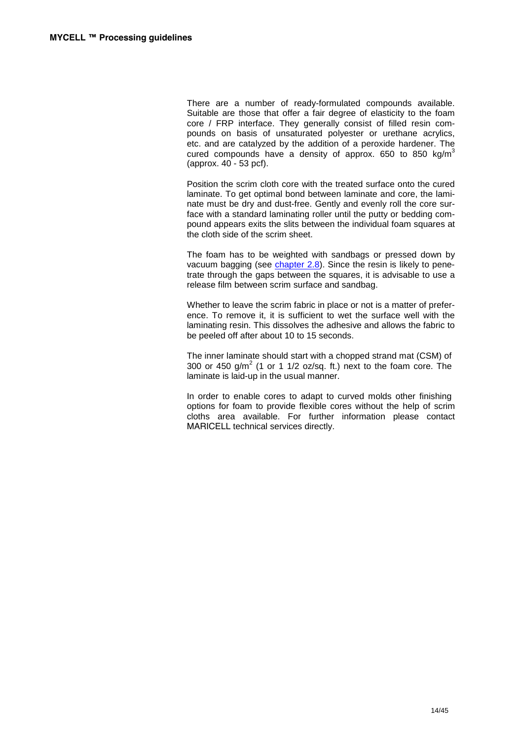There are a number of ready-formulated compounds available. Suitable are those that offer a fair degree of elasticity to the foam core / FRP interface. They generally consist of filled resin compounds on basis of unsaturated polyester or urethane acrylics, etc. and are catalyzed by the addition of a peroxide hardener. The cured compounds have a density of approx. 650 to 850 kg/m$^3$ (approx. 40 - 53 pcf).

Position the scrim cloth core with the treated surface onto the cured laminate. To get optimal bond between laminate and core, the laminate must be dry and dust-free. Gently and evenly roll the core surface with a standard laminating roller until the putty or bedding compound appears exits the slits between the individual foam squares at the cloth side of the scrim sheet.

The foam has to be weighted with sandbags or pressed down by vacuum bagging (see chapter 2.8). Since the resin is likely to penetrate through the gaps between the squares, it is advisable to use a release film between scrim surface and sandbag.

Whether to leave the scrim fabric in place or not is a matter of preference. To remove it, it is sufficient to wet the surface well with the laminating resin. This dissolves the adhesive and allows the fabric to be peeled off after about 10 to 15 seconds.

The inner laminate should start with a chopped strand mat (CSM) of 300 or 450 g/m$^2$ (1 or 1 1/2 oz/sq. ft.) next to the foam core. The laminate is laid-up in the usual manner.

In order to enable cores to adapt to curved molds other finishing options for foam to provide flexible cores without the help of scrim cloths area available. For further information please contact MARICELL technical services directly.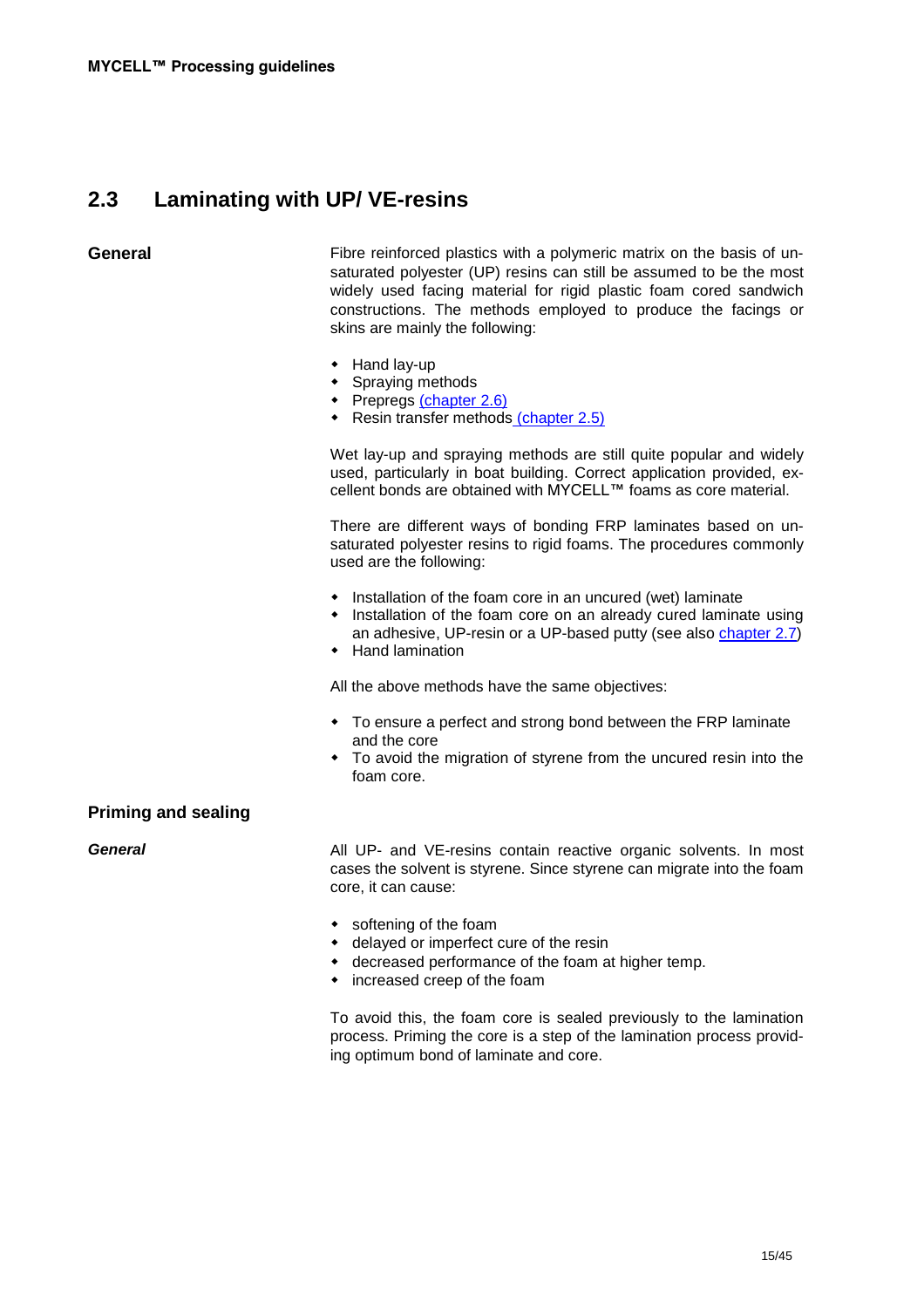## 2.3 Laminating with UP/ VE-resins

### General

Fibre reinforced plastics with a polymeric matrix on the basis of unsaturated polyester (UP) resins can still be assumed to be the most widely used facing material for rigid plastic foam cored sandwich constructions. The methods employed to produce the facings or skins are mainly the following:

- Hand lay-up
- Spraying methods
- Prepregs (chapter 2.6)
- Resin transfer methods (chapter 2.5)

Wet lay-up and spraying methods are still quite popular and widely used, particularly in boat building. Correct application provided, excellent bonds are obtained with MYCELL™ foams as core material.

There are different ways of bonding FRP laminates based on unsaturated polyester resins to rigid foams. The procedures commonly used are the following:

- Installation of the foam core in an uncured (wet) laminate
- Installation of the foam core on an already cured laminate using an adhesive, UP-resin or a UP-based putty (see also chapter 2.7)
- Hand lamination

All the above methods have the same objectives:

- To ensure a perfect and strong bond between the FRP laminate and the core
- To avoid the migration of styrene from the uncured resin into the foam core.

### Priming and sealing

***General***

All UP- and VE-resins contain reactive organic solvents. In most cases the solvent is styrene. Since styrene can migrate into the foam core, it can cause:

- softening of the foam
- delayed or imperfect cure of the resin
- decreased performance of the foam at higher temp.
- increased creep of the foam

To avoid this, the foam core is sealed previously to the lamination process. Priming the core is a step of the lamination process providing optimum bond of laminate and core.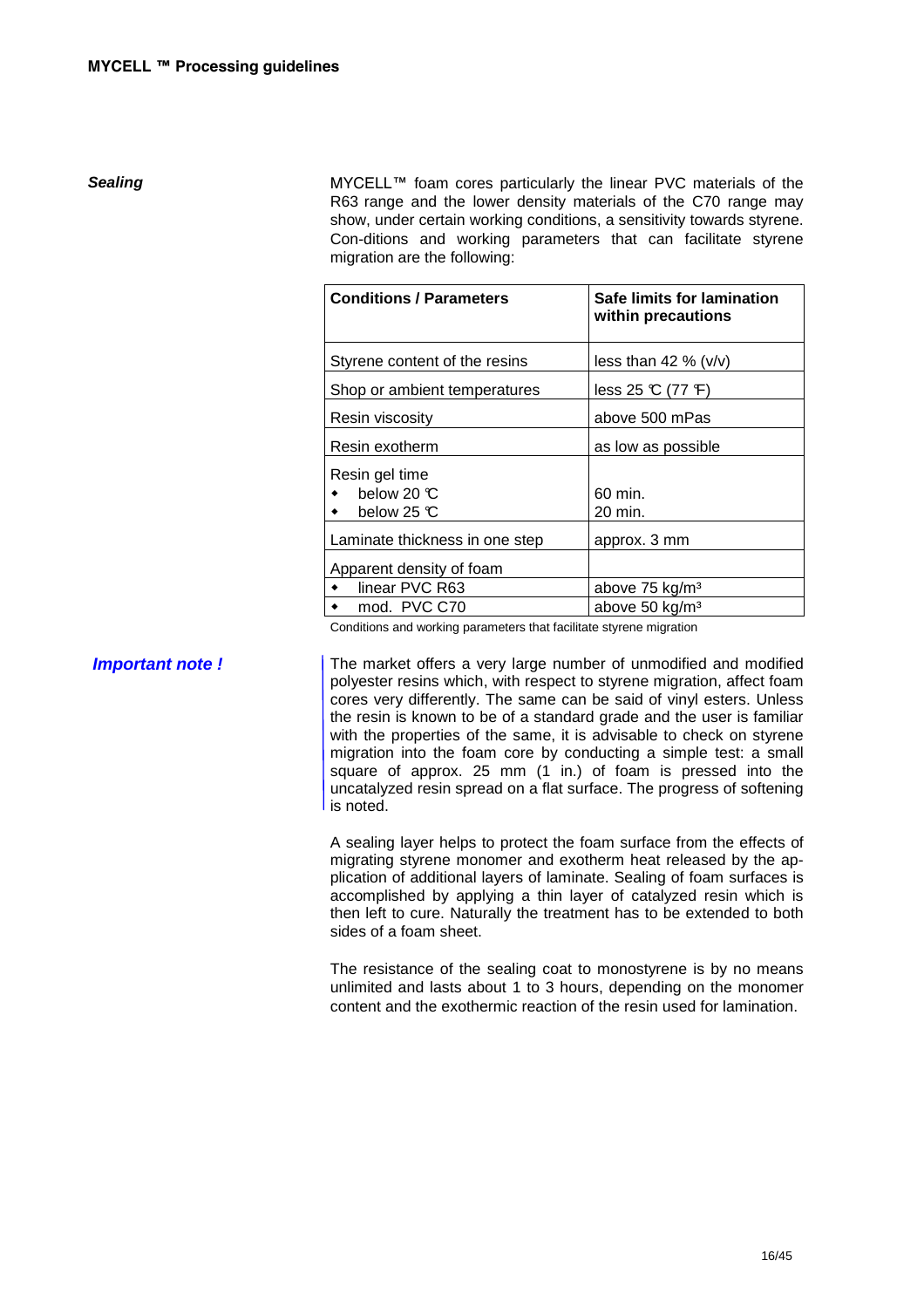### *Sealing*

MYCELL™ foam cores particularly the linear PVC materials of the R63 range and the lower density materials of the C70 range may show, under certain working conditions, a sensitivity towards styrene. Con-ditions and working parameters that can facilitate styrene migration are the following:

| Conditions / Parameters | Safe limits for lamination within precautions |
|---|---|
| Styrene content of the resins | less than 42 % (v/v) |
| Shop or ambient temperatures | less 25 ℃ (77 ℉) |
| Resin viscosity | above 500 mPas |
| Resin exotherm | as low as possible |
| Resin gel time<br>• below 20 ℃<br>• below 25 ℃ | <br>60 min.<br>20 min. |
| Laminate thickness in one step | approx. 3 mm |
| Apparent density of foam | |
| • linear PVC R63 | above 75 kg/m³ |
| • mod. PVC C70 | above 50 kg/m³ |

Conditions and working parameters that facilitate styrene migration

### *Important note !*

The market offers a very large number of unmodified and modified polyester resins which, with respect to styrene migration, affect foam cores very differently. The same can be said of vinyl esters. Unless the resin is known to be of a standard grade and the user is familiar with the properties of the same, it is advisable to check on styrene migration into the foam core by conducting a simple test: a small square of approx. 25 mm (1 in.) of foam is pressed into the uncatalyzed resin spread on a flat surface. The progress of softening is noted.

A sealing layer helps to protect the foam surface from the effects of migrating styrene monomer and exotherm heat released by the ap-plication of additional layers of laminate. Sealing of foam surfaces is accomplished by applying a thin layer of catalyzed resin which is then left to cure. Naturally the treatment has to be extended to both sides of a foam sheet.

The resistance of the sealing coat to monostyrene is by no means unlimited and lasts about 1 to 3 hours, depending on the monomer content and the exothermic reaction of the resin used for lamination.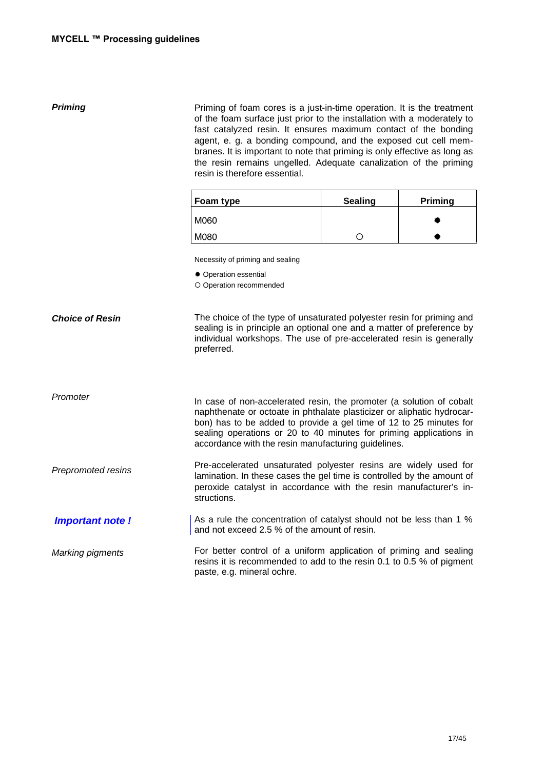### Priming

Priming of foam cores is a just-in-time operation. It is the treatment of the foam surface just prior to the installation with a moderately to fast catalyzed resin. It ensures maximum contact of the bonding agent, e. g. a bonding compound, and the exposed cut cell membranes. It is important to note that priming is only effective as long as the resin remains ungelled. Adequate canalization of the priming resin is therefore essential.

| Foam type | Sealing | Priming |
|---|---|---|
| M060 | | ✹ |
| M080 | ○ | ✹ |

Necessity of priming and sealing

✹ Operation essential

○ Operation recommended

### Choice of Resin

The choice of the type of unsaturated polyester resin for priming and sealing is in principle an optional one and a matter of preference by individual workshops. The use of pre-accelerated resin is generally preferred.

*Promoter*

In case of non-accelerated resin, the promoter (a solution of cobalt naphthenate or octoate in phthalate plasticizer or aliphatic hydrocarbon) has to be added to provide a gel time of 12 to 25 minutes for sealing operations or 20 to 40 minutes for priming applications in accordance with the resin manufacturing guidelines.

*Prepromoted resins*

Pre-accelerated unsaturated polyester resins are widely used for lamination. In these cases the gel time is controlled by the amount of peroxide catalyst in accordance with the resin manufacturer's instructions.

***Important note !***

As a rule the concentration of catalyst should not be less than 1 % and not exceed 2.5 % of the amount of resin.

*Marking pigments*

For better control of a uniform application of priming and sealing resins it is recommended to add to the resin 0.1 to 0.5 % of pigment paste, e.g. mineral ochre.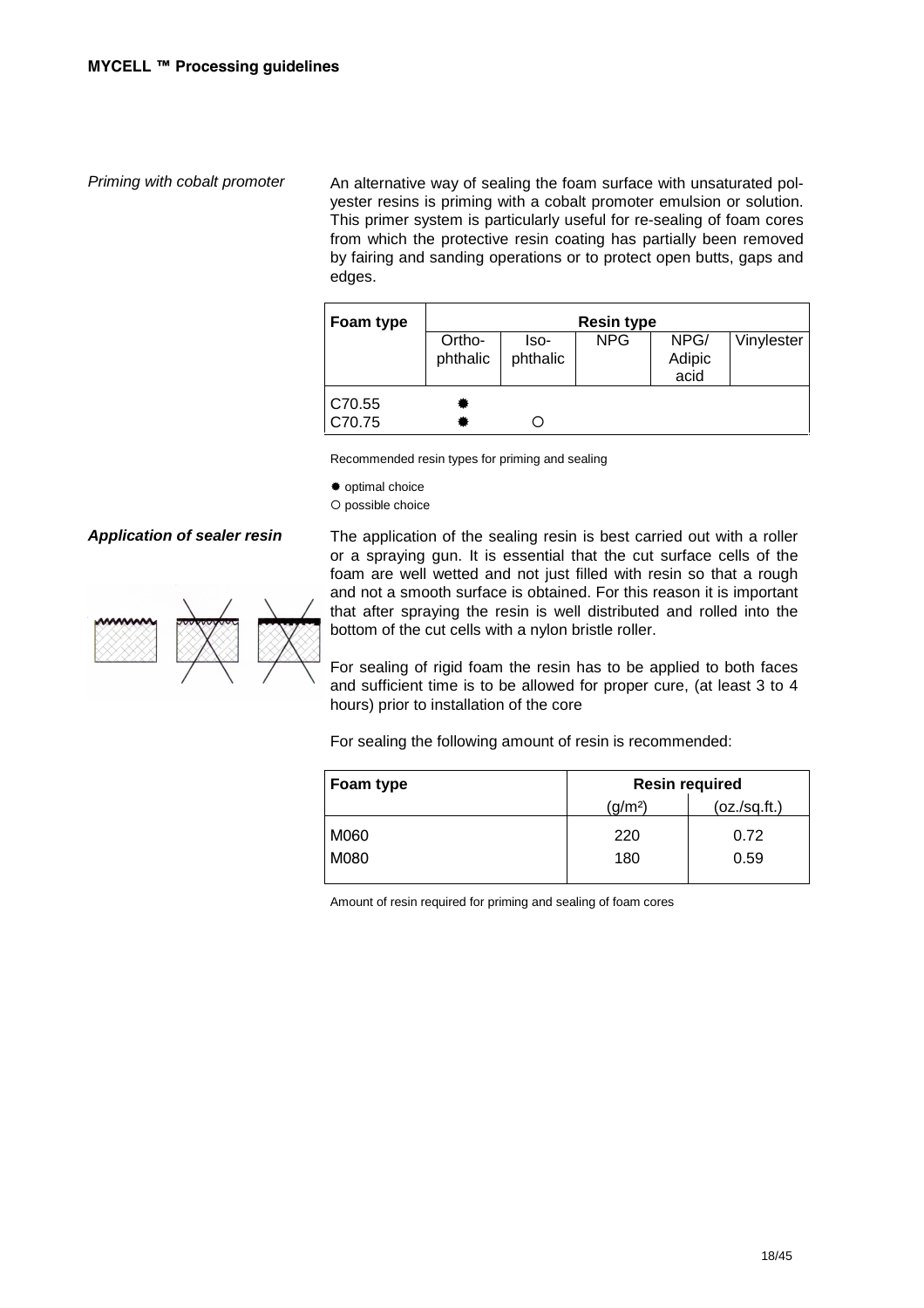*Priming with cobalt promoter*

An alternative way of sealing the foam surface with unsaturated polyester resins is priming with a cobalt promoter emulsion or solution. This primer system is particularly useful for re-sealing of foam cores from which the protective resin coating has partially been removed by fairing and sanding operations or to protect open butts, gaps and edges.

| Foam type | Resin type | | | | |
|---|---|---|---|---|---|
| | Ortho-phthalic | Iso-phthalic | NPG | NPG/ Adipic acid | Vinylester |
| C70.55 | ✹ | | | | |
| C70.75 | ✹ | ○ | | | |

Recommended resin types for priming and sealing

✹ optimal choice
○ possible choice

***Application of sealer resin***

The application of the sealing resin is best carried out with a roller or a spraying gun. It is essential that the cut surface cells of the foam are well wetted and not just filled with resin so that a rough and not a smooth surface is obtained. For this reason it is important that after spraying the resin is well distributed and rolled into the bottom of the cut cells with a nylon bristle roller.

For sealing of rigid foam the resin has to be applied to both faces and sufficient time is to be allowed for proper cure, (at least 3 to 4 hours) prior to installation of the core

For sealing the following amount of resin is recommended:

| Foam type | Resin required | |
|---|---|---|
| | (g/m²) | (oz./sq.ft.) |
| M060 | 220 | 0.72 |
| M080 | 180 | 0.59 |

Amount of resin required for priming and sealing of foam cores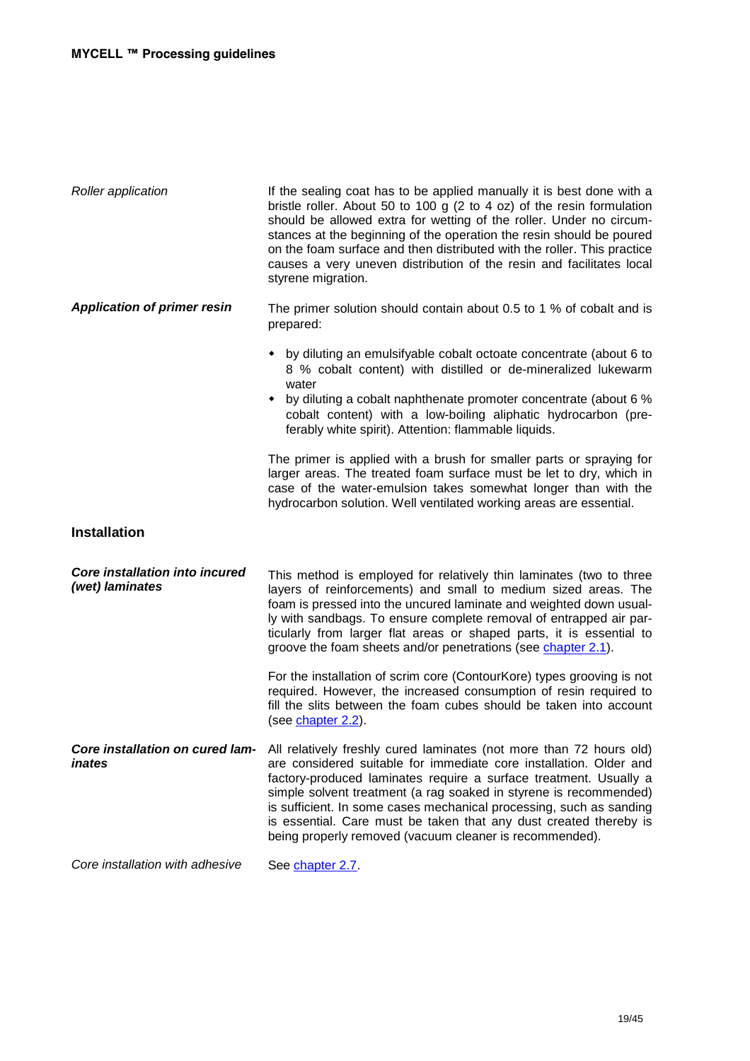*Roller application*

If the sealing coat has to be applied manually it is best done with a bristle roller. About 50 to 100 g (2 to 4 oz) of the resin formulation should be allowed extra for wetting of the roller. Under no circumstances at the beginning of the operation the resin should be poured on the foam surface and then distributed with the roller. This practice causes a very uneven distribution of the resin and facilitates local styrene migration.

***Application of primer resin***

The primer solution should contain about 0.5 to 1 % of cobalt and is prepared:

- by diluting an emulsifyable cobalt octoate concentrate (about 6 to 8 % cobalt content) with distilled or de-mineralized lukewarm water
- by diluting a cobalt naphthenate promoter concentrate (about 6 % cobalt content) with a low-boiling aliphatic hydrocarbon (preferably white spirit). Attention: flammable liquids.

The primer is applied with a brush for smaller parts or spraying for larger areas. The treated foam surface must be let to dry, which in case of the water-emulsion takes somewhat longer than with the hydrocarbon solution. Well ventilated working areas are essential.

## Installation

***Core installation into incured (wet) laminates***

This method is employed for relatively thin laminates (two to three layers of reinforcements) and small to medium sized areas. The foam is pressed into the uncured laminate and weighted down usually with sandbags. To ensure complete removal of entrapped air particularly from larger flat areas or shaped parts, it is essential to groove the foam sheets and/or penetrations (see chapter 2.1).

For the installation of scrim core (ContourKore) types grooving is not required. However, the increased consumption of resin required to fill the slits between the foam cubes should be taken into account (see chapter 2.2).

***Core installation on cured laminates***

All relatively freshly cured laminates (not more than 72 hours old) are considered suitable for immediate core installation. Older and factory-produced laminates require a surface treatment. Usually a simple solvent treatment (a rag soaked in styrene is recommended) is sufficient. In some cases mechanical processing, such as sanding is essential. Care must be taken that any dust created thereby is being properly removed (vacuum cleaner is recommended).

*Core installation with adhesive*

See chapter 2.7.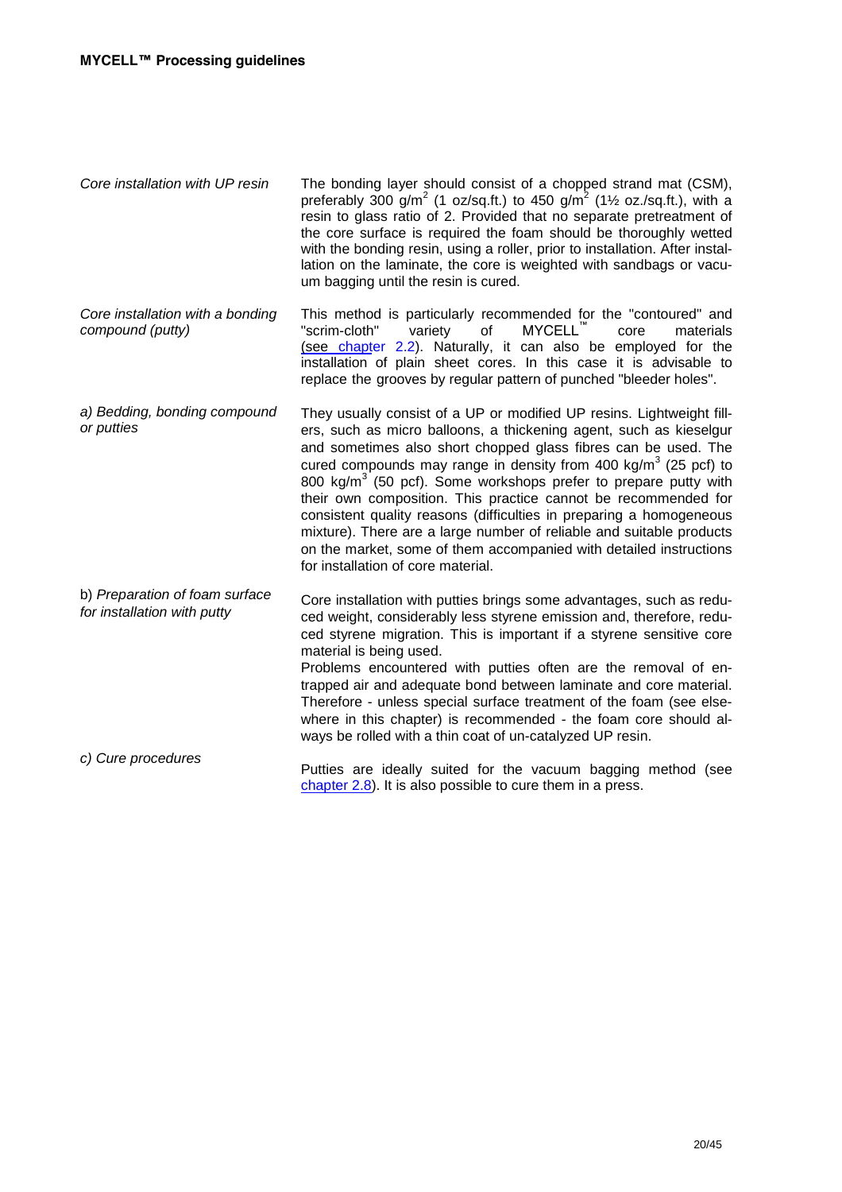*Core installation with UP resin*

The bonding layer should consist of a chopped strand mat (CSM), preferably 300 g/m$^2$ (1 oz/sq.ft.) to 450 g/m$^2$ (1½ oz./sq.ft.), with a resin to glass ratio of 2. Provided that no separate pretreatment of the core surface is required the foam should be thoroughly wetted with the bonding resin, using a roller, prior to installation. After installation on the laminate, the core is weighted with sandbags or vacuum bagging until the resin is cured.

*Core installation with a bonding compound (putty)*

This method is particularly recommended for the "contoured" and "scrim-cloth" variety of MYCELL™ core materials (see chapter 2.2). Naturally, it can also be employed for the installation of plain sheet cores. In this case it is advisable to replace the grooves by regular pattern of punched "bleeder holes".

*a) Bedding, bonding compound or putties*

They usually consist of a UP or modified UP resins. Lightweight fillers, such as micro balloons, a thickening agent, such as kieselgur and sometimes also short chopped glass fibres can be used. The cured compounds may range in density from 400 kg/m$^3$ (25 pcf) to 800 kg/m$^3$ (50 pcf). Some workshops prefer to prepare putty with their own composition. This practice cannot be recommended for consistent quality reasons (difficulties in preparing a homogeneous mixture). There are a large number of reliable and suitable products on the market, some of them accompanied with detailed instructions for installation of core material.

b) *Preparation of foam surface for installation with putty*

Core installation with putties brings some advantages, such as reduced weight, considerably less styrene emission and, therefore, reduced styrene migration. This is important if a styrene sensitive core material is being used.

Problems encountered with putties often are the removal of entrapped air and adequate bond between laminate and core material. Therefore - unless special surface treatment of the foam (see elsewhere in this chapter) is recommended - the foam core should always be rolled with a thin coat of un-catalyzed UP resin.

*c) Cure procedures*

Putties are ideally suited for the vacuum bagging method (see chapter 2.8). It is also possible to cure them in a press.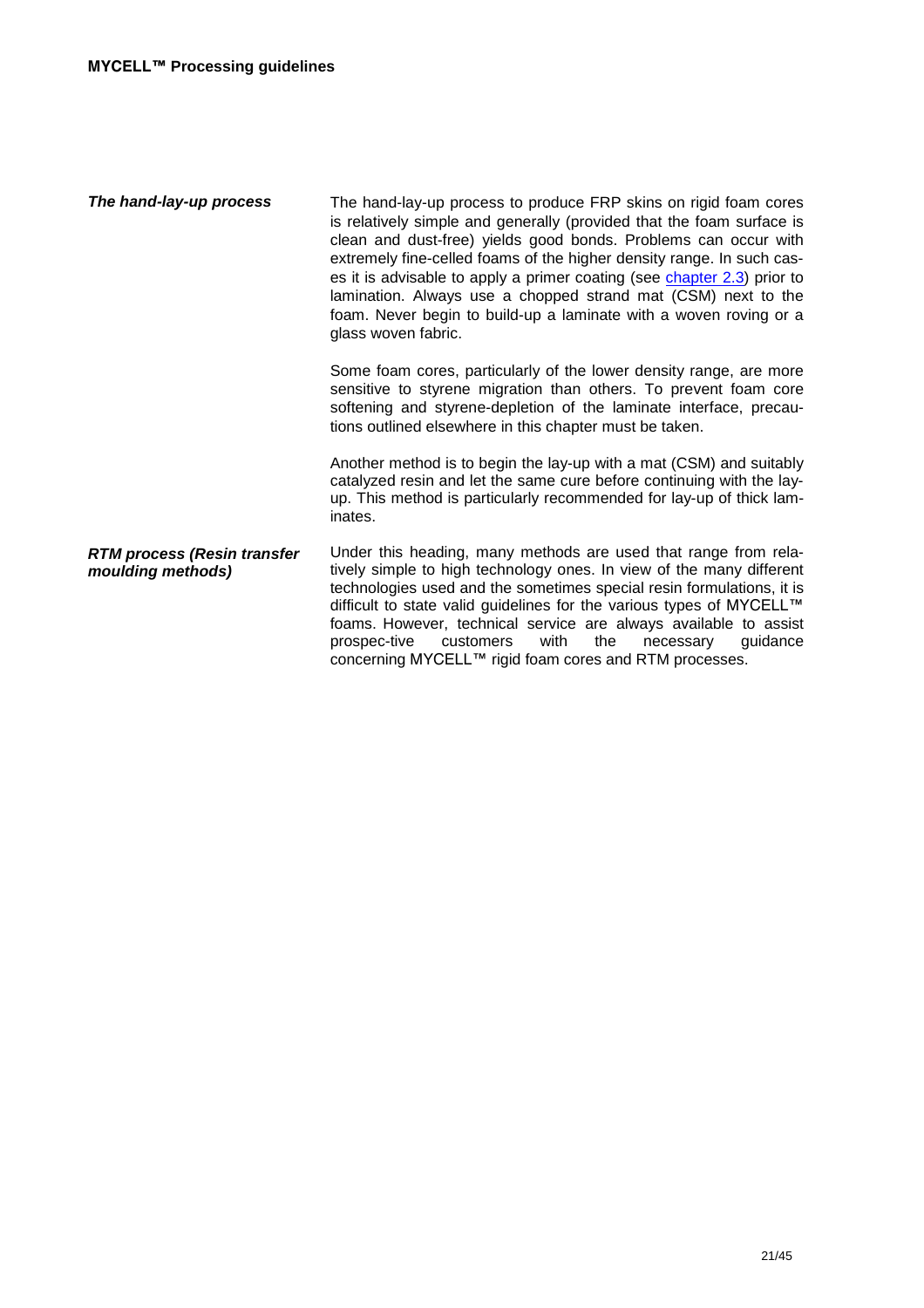### *The hand-lay-up process*

The hand-lay-up process to produce FRP skins on rigid foam cores is relatively simple and generally (provided that the foam surface is clean and dust-free) yields good bonds. Problems can occur with extremely fine-celled foams of the higher density range. In such cases it is advisable to apply a primer coating (see chapter 2.3) prior to lamination. Always use a chopped strand mat (CSM) next to the foam. Never begin to build-up a laminate with a woven roving or a glass woven fabric.

Some foam cores, particularly of the lower density range, are more sensitive to styrene migration than others. To prevent foam core softening and styrene-depletion of the laminate interface, precautions outlined elsewhere in this chapter must be taken.

Another method is to begin the lay-up with a mat (CSM) and suitably catalyzed resin and let the same cure before continuing with the lay-up. This method is particularly recommended for lay-up of thick laminates.

### *RTM process (Resin transfer moulding methods)*

Under this heading, many methods are used that range from relatively simple to high technology ones. In view of the many different technologies used and the sometimes special resin formulations, it is difficult to state valid guidelines for the various types of MYCELL™ foams. However, technical service are always available to assist prospective customers with the necessary guidance concerning MYCELL™ rigid foam cores and RTM processes.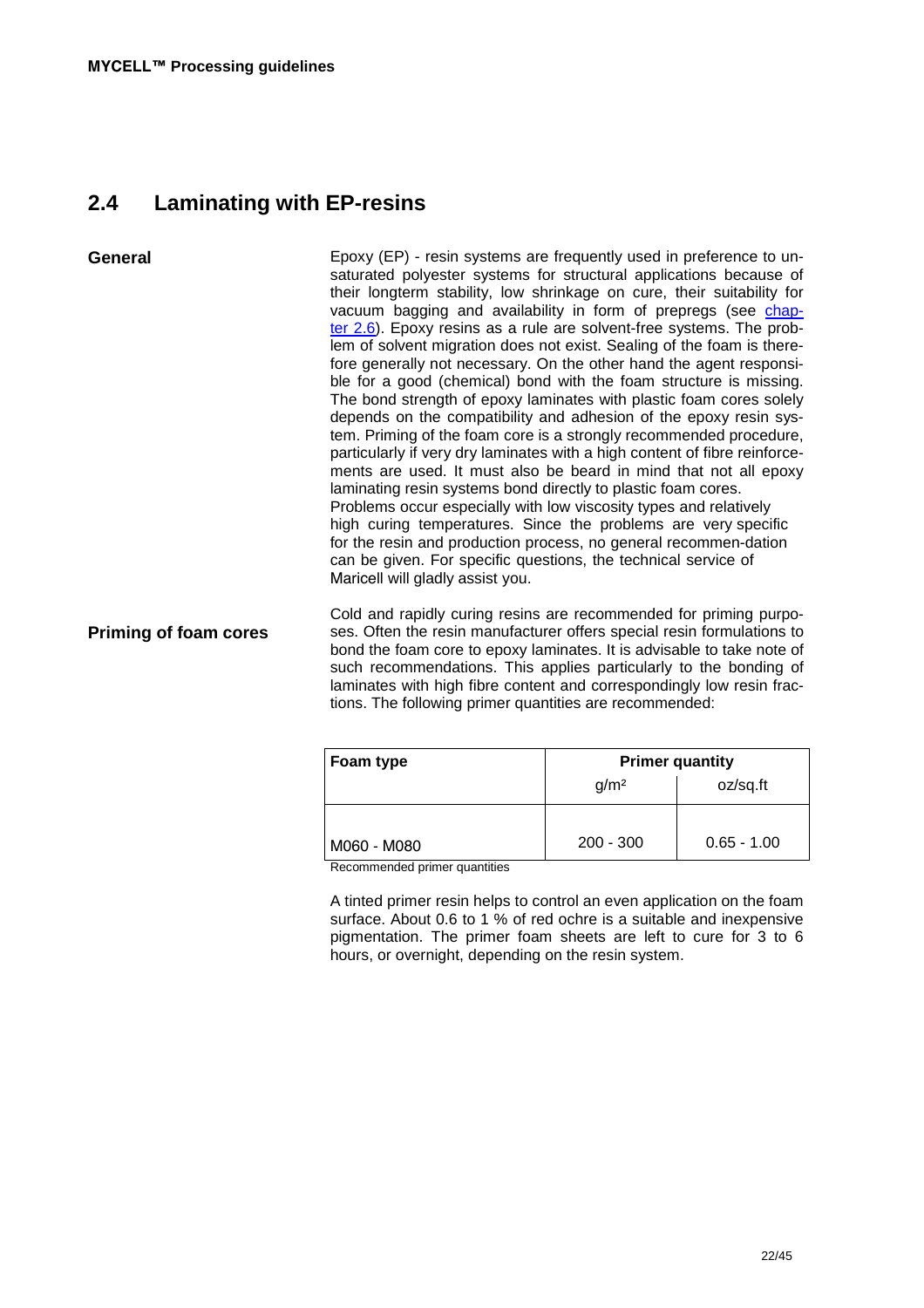## 2.4 Laminating with EP-resins

**General**

Epoxy (EP) - resin systems are frequently used in preference to unsaturated polyester systems for structural applications because of their longterm stability, low shrinkage on cure, their suitability for vacuum bagging and availability in form of prepregs (see chapter 2.6). Epoxy resins as a rule are solvent-free systems. The problem of solvent migration does not exist. Sealing of the foam is therefore generally not necessary. On the other hand the agent responsible for a good (chemical) bond with the foam structure is missing. The bond strength of epoxy laminates with plastic foam cores solely depends on the compatibility and adhesion of the epoxy resin system. Priming of the foam core is a strongly recommended procedure, particularly if very dry laminates with a high content of fibre reinforcements are used. It must also be beard in mind that not all epoxy laminating resin systems bond directly to plastic foam cores. Problems occur especially with low viscosity types and relatively high curing temperatures. Since the problems are very specific for the resin and production process, no general recommen-dation can be given. For specific questions, the technical service of Maricell will gladly assist you.

**Priming of foam cores**

Cold and rapidly curing resins are recommended for priming purposes. Often the resin manufacturer offers special resin formulations to bond the foam core to epoxy laminates. It is advisable to take note of such recommendations. This applies particularly to the bonding of laminates with high fibre content and correspondingly low resin fractions. The following primer quantities are recommended:

| Foam type | Primer quantity | |
|---|---|---|
| | g/m² | oz/sq.ft |
| M060 - M080 | 200 - 300 | 0.65 - 1.00 |

Recommended primer quantities

A tinted primer resin helps to control an even application on the foam surface. About 0.6 to 1 % of red ochre is a suitable and inexpensive pigmentation. The primer foam sheets are left to cure for 3 to 6 hours, or overnight, depending on the resin system.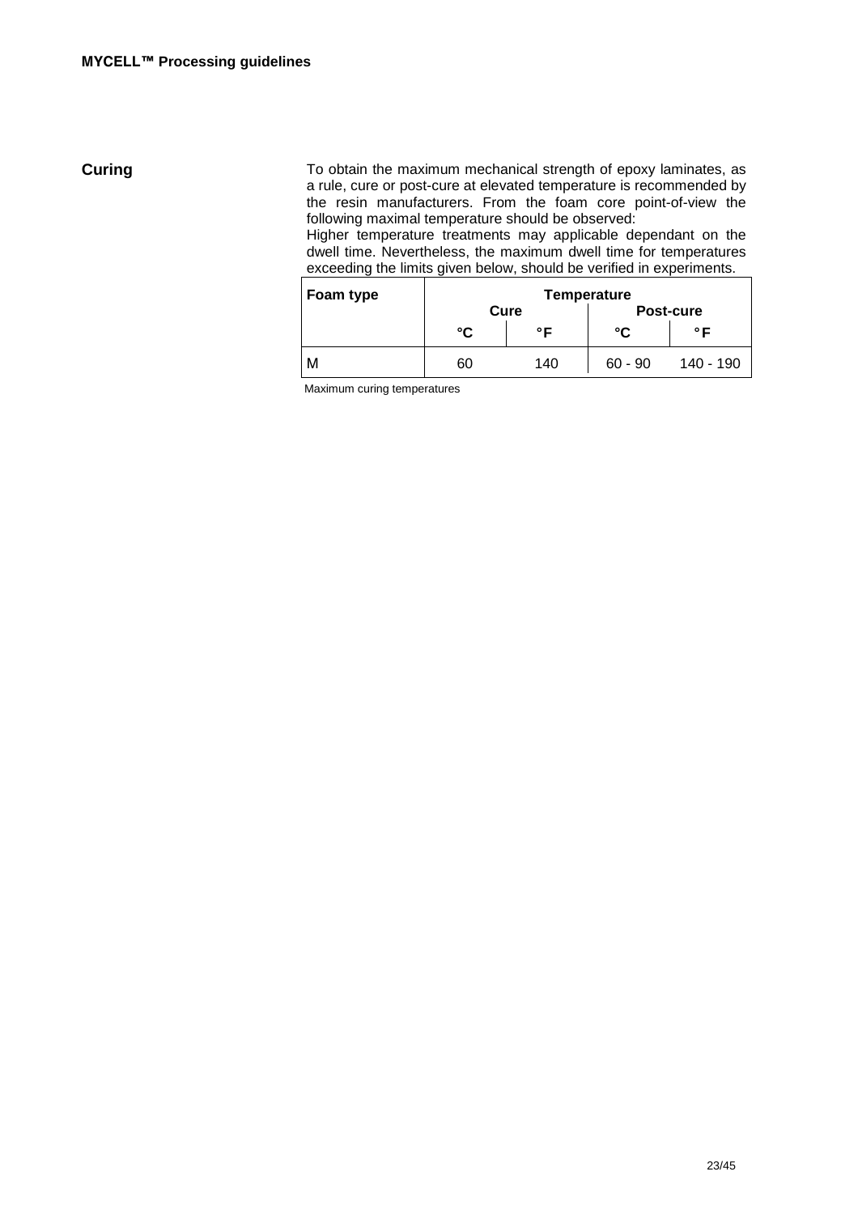## Curing

To obtain the maximum mechanical strength of epoxy laminates, as a rule, cure or post-cure at elevated temperature is recommended by the resin manufacturers. From the foam core point-of-view the following maximal temperature should be observed:
Higher temperature treatments may applicable dependant on the dwell time. Nevertheless, the maximum dwell time for temperatures exceeding the limits given below, should be verified in experiments.

| Foam type | Temperature | | | |
|---|---|---|---|---|
| | Cure | | Post-cure | |
| | °C | °F | °C | °F |
| M | 60 | 140 | 60 - 90 | 140 - 190 |

Maximum curing temperatures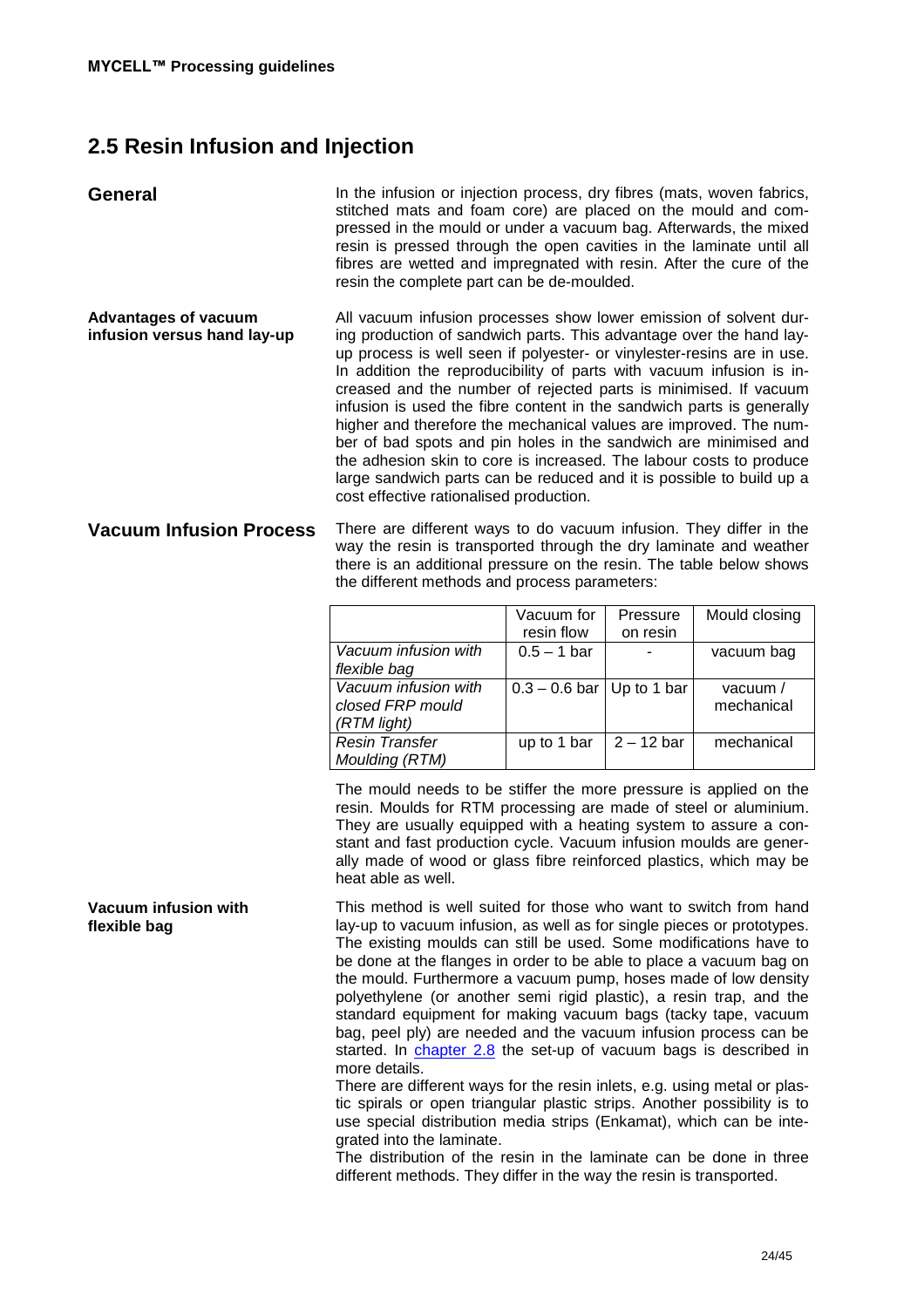## 2.5 Resin Infusion and Injection

### General

In the infusion or injection process, dry fibres (mats, woven fabrics, stitched mats and foam core) are placed on the mould and compressed in the mould or under a vacuum bag. Afterwards, the mixed resin is pressed through the open cavities in the laminate until all fibres are wetted and impregnated with resin. After the cure of the resin the complete part can be de-moulded.

**Advantages of vacuum infusion versus hand lay-up**

All vacuum infusion processes show lower emission of solvent during production of sandwich parts. This advantage over the hand lay-up process is well seen if polyester- or vinylester-resins are in use. In addition the reproducibility of parts with vacuum infusion is increased and the number of rejected parts is minimised. If vacuum infusion is used the fibre content in the sandwich parts is generally higher and therefore the mechanical values are improved. The number of bad spots and pin holes in the sandwich are minimised and the adhesion skin to core is increased. The labour costs to produce large sandwich parts can be reduced and it is possible to build up a cost effective rationalised production.

### Vacuum Infusion Process

There are different ways to do vacuum infusion. They differ in the way the resin is transported through the dry laminate and weather there is an additional pressure on the resin. The table below shows the different methods and process parameters:

| | Vacuum for resin flow | Pressure on resin | Mould closing |
|---|---|---|---|
| *Vacuum infusion with flexible bag* | 0.5 – 1 bar | - | vacuum bag |
| *Vacuum infusion with closed FRP mould (RTM light)* | 0.3 – 0.6 bar | Up to 1 bar | vacuum / mechanical |
| *Resin Transfer Moulding (RTM)* | up to 1 bar | 2 – 12 bar | mechanical |

The mould needs to be stiffer the more pressure is applied on the resin. Moulds for RTM processing are made of steel or aluminium. They are usually equipped with a heating system to assure a constant and fast production cycle. Vacuum infusion moulds are generally made of wood or glass fibre reinforced plastics, which may be heat able as well.

**Vacuum infusion with flexible bag**

This method is well suited for those who want to switch from hand lay-up to vacuum infusion, as well as for single pieces or prototypes. The existing moulds can still be used. Some modifications have to be done at the flanges in order to be able to place a vacuum bag on the mould. Furthermore a vacuum pump, hoses made of low density polyethylene (or another semi rigid plastic), a resin trap, and the standard equipment for making vacuum bags (tacky tape, vacuum bag, peel ply) are needed and the vacuum infusion process can be started. In chapter 2.8 the set-up of vacuum bags is described in more details.

There are different ways for the resin inlets, e.g. using metal or plastic spirals or open triangular plastic strips. Another possibility is to use special distribution media strips (Enkamat), which can be integrated into the laminate.

The distribution of the resin in the laminate can be done in three different methods. They differ in the way the resin is transported.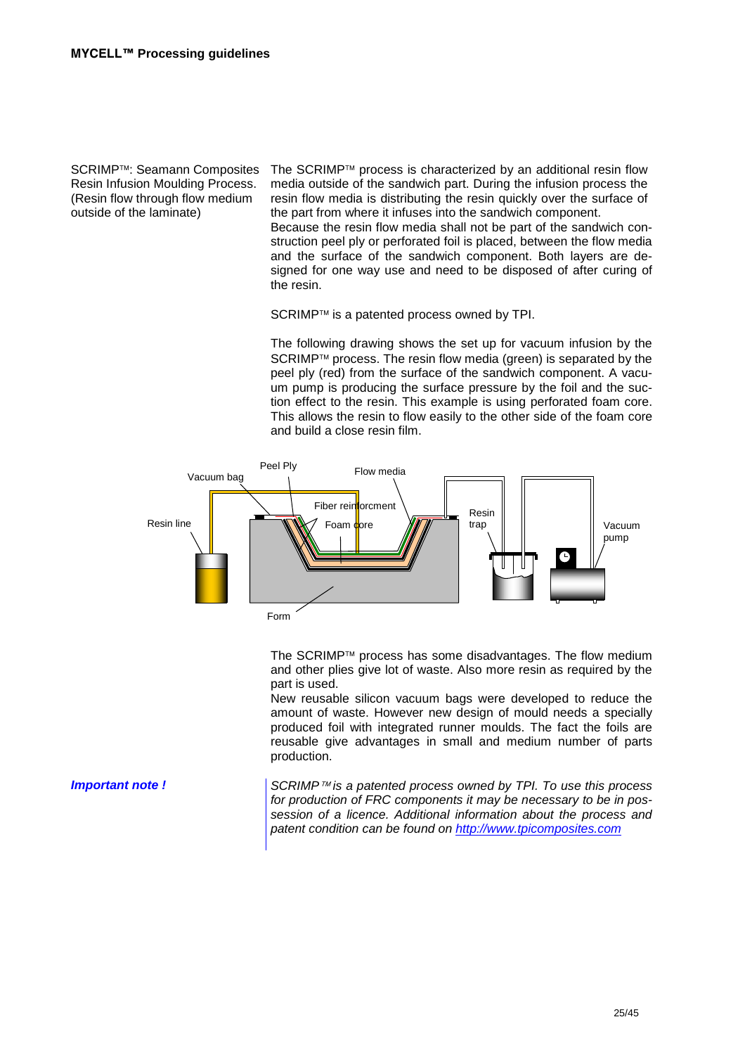SCRIMP™: Seamann Composites Resin Infusion Moulding Process. (Resin flow through flow medium outside of the laminate)

The SCRIMP™ process is characterized by an additional resin flow media outside of the sandwich part. During the infusion process the resin flow media is distributing the resin quickly over the surface of the part from where it infuses into the sandwich component.
Because the resin flow media shall not be part of the sandwich construction peel ply or perforated foil is placed, between the flow media and the surface of the sandwich component. Both layers are designed for one way use and need to be disposed of after curing of the resin.

SCRIMP™ is a patented process owned by TPI.

The following drawing shows the set up for vacuum infusion by the SCRIMP™ process. The resin flow media (green) is separated by the peel ply (red) from the surface of the sandwich component. A vacuum pump is producing the surface pressure by the foil and the suction effect to the resin. This example is using perforated foam core. This allows the resin to flow easily to the other side of the foam core and build a close resin film.

The SCRIMP™ process has some disadvantages. The flow medium and other plies give lot of waste. Also more resin as required by the part is used.
New reusable silicon vacuum bags were developed to reduce the amount of waste. However new design of mould needs a specially produced foil with integrated runner moulds. The fact the foils are reusable give advantages in small and medium number of parts production.

***Important note !***

*SCRIMP™ is a patented process owned by TPI. To use this process for production of FRC components it may be necessary to be in possession of a licence. Additional information about the process and patent condition can be found on http://www.tpicomposites.com*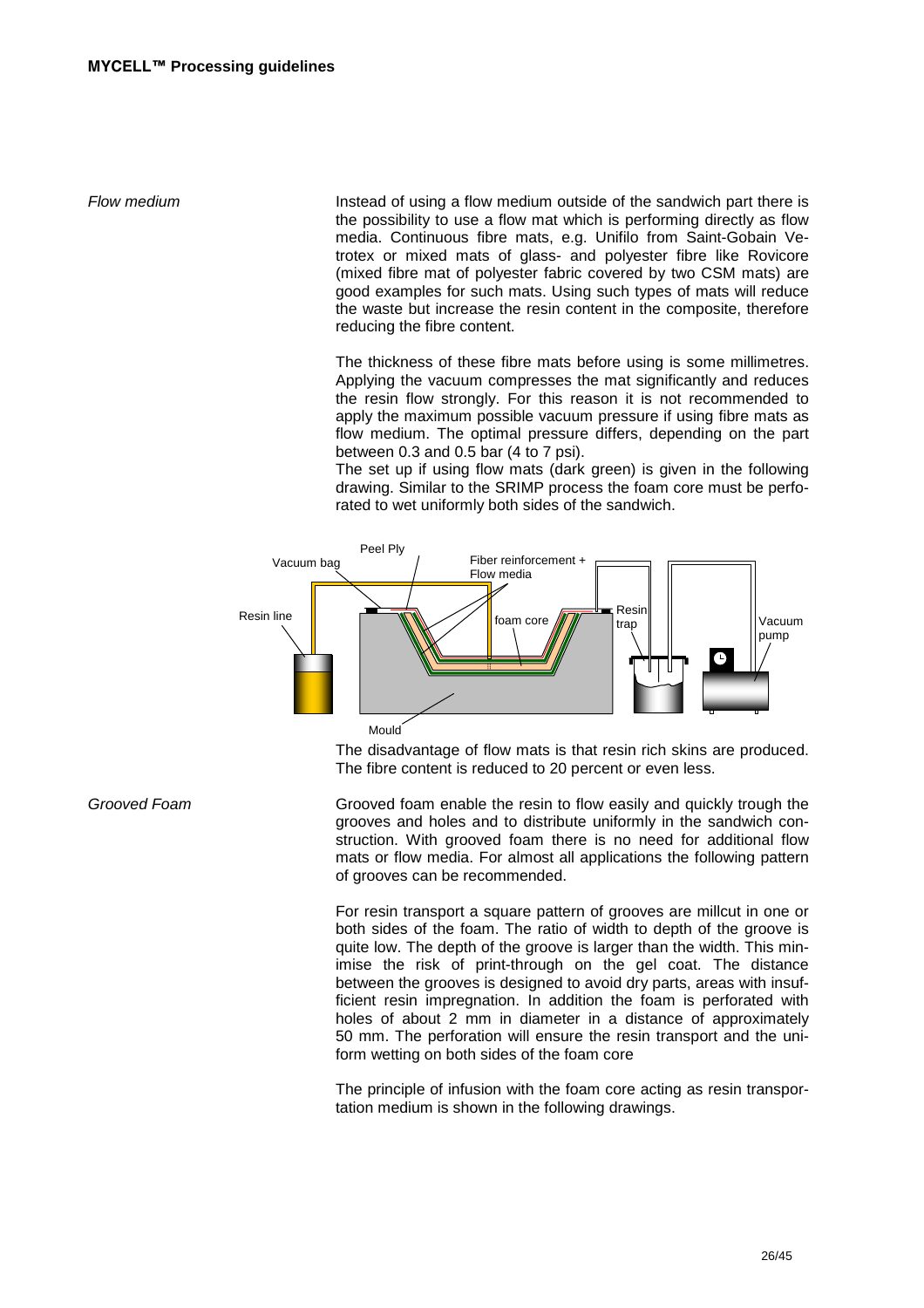*Flow medium*

Instead of using a flow medium outside of the sandwich part there is the possibility to use a flow mat which is performing directly as flow media. Continuous fibre mats, e.g. Unifilo from Saint-Gobain Vetrotex or mixed mats of glass- and polyester fibre like Rovicore (mixed fibre mat of polyester fabric covered by two CSM mats) are good examples for such mats. Using such types of mats will reduce the waste but increase the resin content in the composite, therefore reducing the fibre content.

The thickness of these fibre mats before using is some millimetres. Applying the vacuum compresses the mat significantly and reduces the resin flow strongly. For this reason it is not recommended to apply the maximum possible vacuum pressure if using fibre mats as flow medium. The optimal pressure differs, depending on the part between 0.3 and 0.5 bar (4 to 7 psi).

The set up if using flow mats (dark green) is given in the following drawing. Similar to the SRIMP process the foam core must be perforated to wet uniformly both sides of the sandwich.

The disadvantage of flow mats is that resin rich skins are produced. The fibre content is reduced to 20 percent or even less.

*Grooved Foam*

Grooved foam enable the resin to flow easily and quickly trough the grooves and holes and to distribute uniformly in the sandwich construction. With grooved foam there is no need for additional flow mats or flow media. For almost all applications the following pattern of grooves can be recommended.

For resin transport a square pattern of grooves are millcut in one or both sides of the foam. The ratio of width to depth of the groove is quite low. The depth of the groove is larger than the width. This minimise the risk of print-through on the gel coat. The distance between the grooves is designed to avoid dry parts, areas with insufficient resin impregnation. In addition the foam is perforated with holes of about 2 mm in diameter in a distance of approximately 50 mm. The perforation will ensure the resin transport and the uniform wetting on both sides of the foam core

The principle of infusion with the foam core acting as resin transportation medium is shown in the following drawings.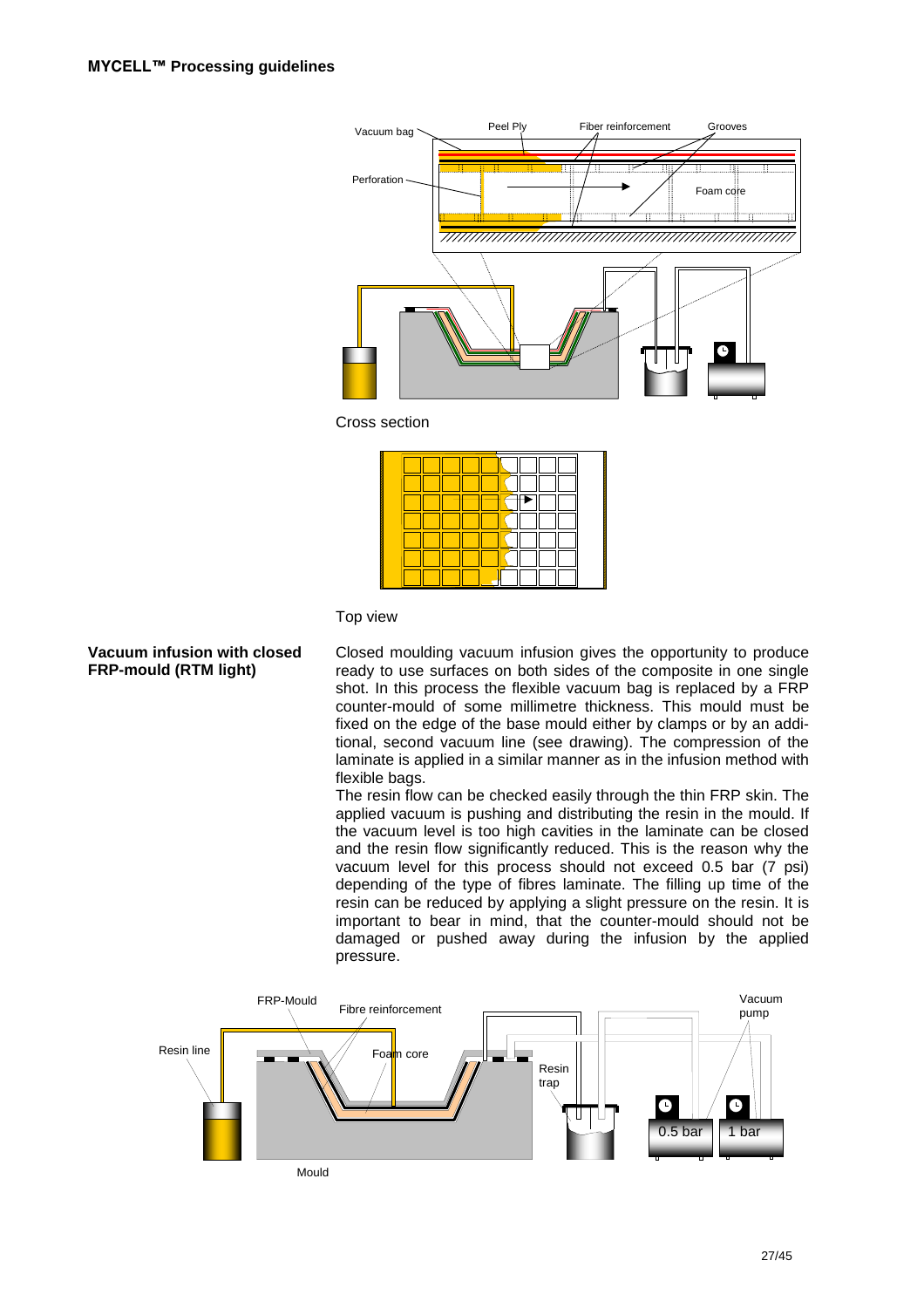Cross section

Top view

**Vacuum infusion with closed FRP-mould (RTM light)**

Closed moulding vacuum infusion gives the opportunity to produce ready to use surfaces on both sides of the composite in one single shot. In this process the flexible vacuum bag is replaced by a FRP counter-mould of some millimetre thickness. This mould must be fixed on the edge of the base mould either by clamps or by an additional, second vacuum line (see drawing). The compression of the laminate is applied in a similar manner as in the infusion method with flexible bags.

The resin flow can be checked easily through the thin FRP skin. The applied vacuum is pushing and distributing the resin in the mould. If the vacuum level is too high cavities in the laminate can be closed and the resin flow significantly reduced. This is the reason why the vacuum level for this process should not exceed 0.5 bar (7 psi) depending of the type of fibres laminate. The filling up time of the resin can be reduced by applying a slight pressure on the resin. It is important to bear in mind, that the counter-mould should not be damaged or pushed away during the infusion by the applied pressure.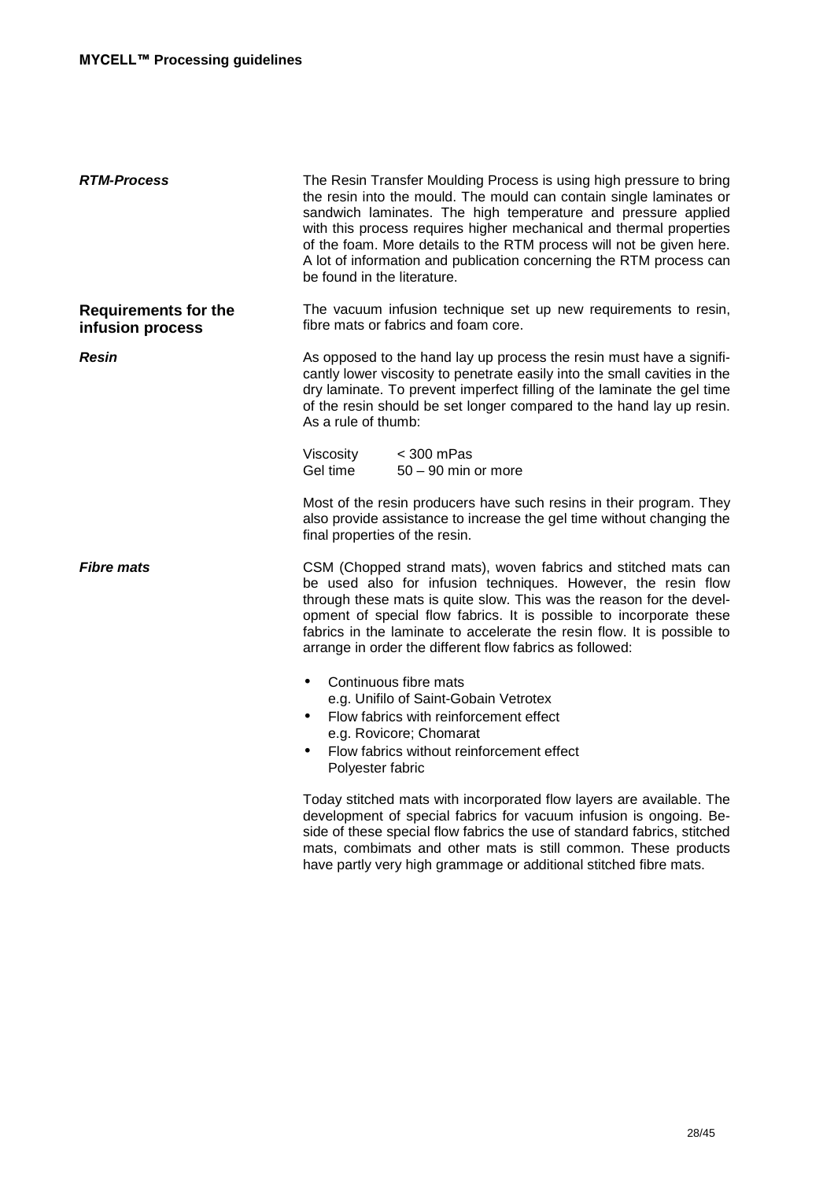***RTM-Process***

The Resin Transfer Moulding Process is using high pressure to bring the resin into the mould. The mould can contain single laminates or sandwich laminates. The high temperature and pressure applied with this process requires higher mechanical and thermal properties of the foam. More details to the RTM process will not be given here. A lot of information and publication concerning the RTM process can be found in the literature.

## Requirements for the infusion process

The vacuum infusion technique set up new requirements to resin, fibre mats or fabrics and foam core.

***Resin***

As opposed to the hand lay up process the resin must have a significantly lower viscosity to penetrate easily into the small cavities in the dry laminate. To prevent imperfect filling of the laminate the gel time of the resin should be set longer compared to the hand lay up resin. As a rule of thumb:

| | |
|---|---|
| Viscosity | < 300 mPas |
| Gel time | 50 – 90 min or more |

Most of the resin producers have such resins in their program. They also provide assistance to increase the gel time without changing the final properties of the resin.

***Fibre mats***

CSM (Chopped strand mats), woven fabrics and stitched mats can be used also for infusion techniques. However, the resin flow through these mats is quite slow. This was the reason for the development of special flow fabrics. It is possible to incorporate these fabrics in the laminate to accelerate the resin flow. It is possible to arrange in order the different flow fabrics as followed:

- Continuous fibre mats
  e.g. Unifilo of Saint-Gobain Vetrotex
- Flow fabrics with reinforcement effect
  e.g. Rovicore; Chomarat
- Flow fabrics without reinforcement effect
  Polyester fabric

Today stitched mats with incorporated flow layers are available. The development of special fabrics for vacuum infusion is ongoing. Beside of these special flow fabrics the use of standard fabrics, stitched mats, combimats and other mats is still common. These products have partly very high grammage or additional stitched fibre mats.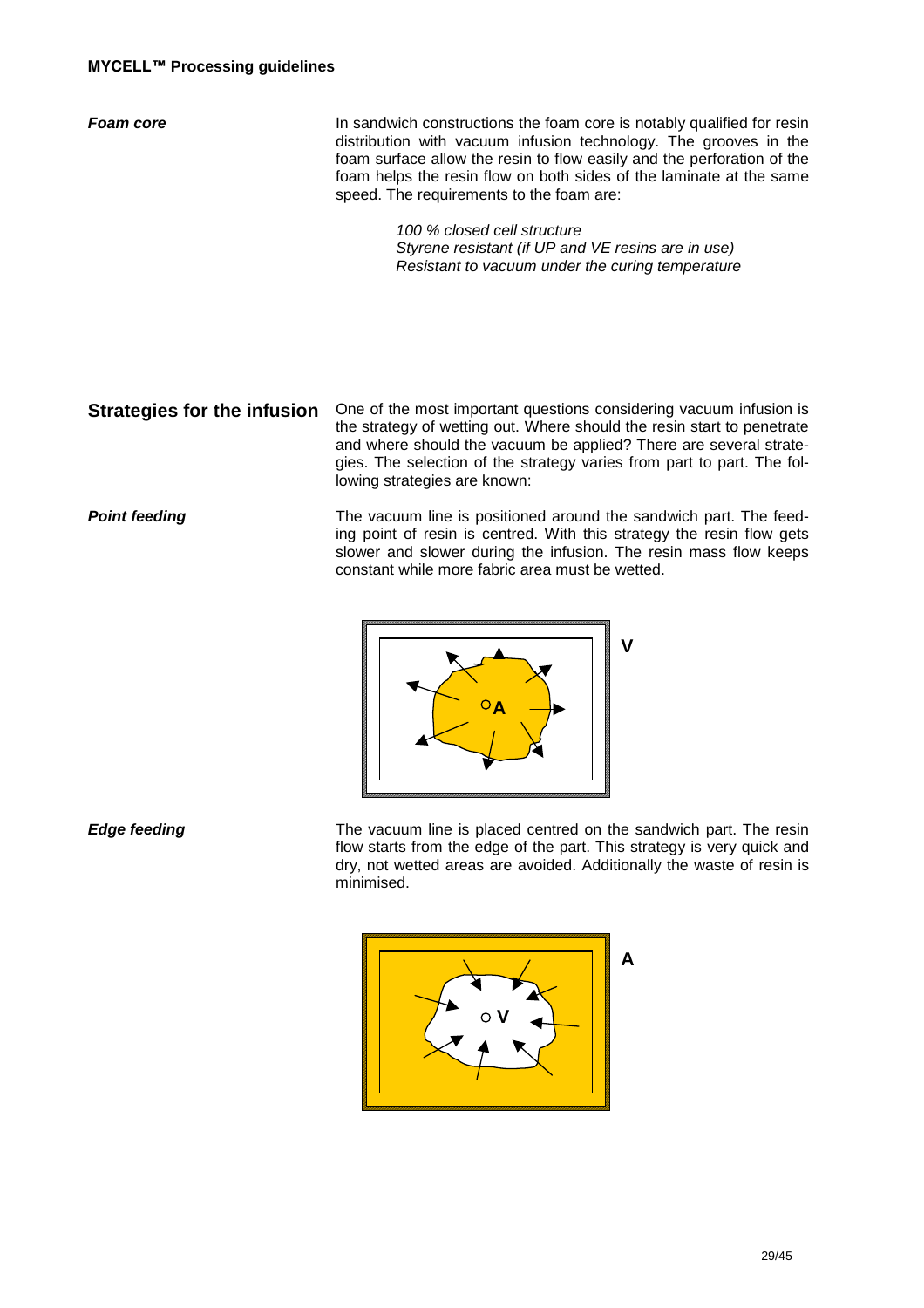### *Foam core*

In sandwich constructions the foam core is notably qualified for resin distribution with vacuum infusion technology. The grooves in the foam surface allow the resin to flow easily and the perforation of the foam helps the resin flow on both sides of the laminate at the same speed. The requirements to the foam are:

*100 % closed cell structure*
*Styrene resistant (if UP and VE resins are in use)*
*Resistant to vacuum under the curing temperature*

## Strategies for the infusion

One of the most important questions considering vacuum infusion is the strategy of wetting out. Where should the resin start to penetrate and where should the vacuum be applied? There are several strategies. The selection of the strategy varies from part to part. The following strategies are known:

### *Point feeding*

The vacuum line is positioned around the sandwich part. The feeding point of resin is centred. With this strategy the resin flow gets slower and slower during the infusion. The resin mass flow keeps constant while more fabric area must be wetted.

### *Edge feeding*

The vacuum line is placed centred on the sandwich part. The resin flow starts from the edge of the part. This strategy is very quick and dry, not wetted areas are avoided. Additionally the waste of resin is minimised.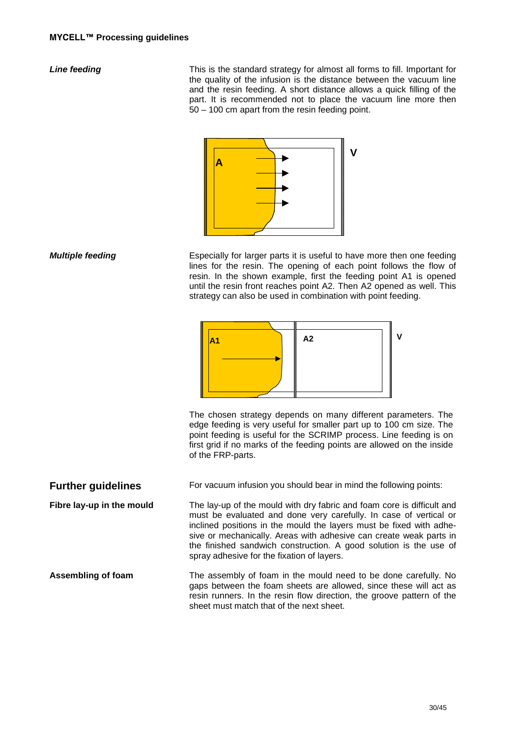**Line feeding**

This is the standard strategy for almost all forms to fill. Important for the quality of the infusion is the distance between the vacuum line and the resin feeding. A short distance allows a quick filling of the part. It is recommended not to place the vacuum line more then 50 – 100 cm apart from the resin feeding point.

**Multiple feeding**

Especially for larger parts it is useful to have more then one feeding lines for the resin. The opening of each point follows the flow of resin. In the shown example, first the feeding point A1 is opened until the resin front reaches point A2. Then A2 opened as well. This strategy can also be used in combination with point feeding.

The chosen strategy depends on many different parameters. The edge feeding is very useful for smaller part up to 100 cm size. The point feeding is useful for the SCRIMP process. Line feeding is on first grid if no marks of the feeding points are allowed on the inside of the FRP-parts.

## Further guidelines

For vacuum infusion you should bear in mind the following points:

**Fibre lay-up in the mould**

The lay-up of the mould with dry fabric and foam core is difficult and must be evaluated and done very carefully. In case of vertical or inclined positions in the mould the layers must be fixed with adhesive or mechanically. Areas with adhesive can create weak parts in the finished sandwich construction. A good solution is the use of spray adhesive for the fixation of layers.

**Assembling of foam**

The assembly of foam in the mould need to be done carefully. No gaps between the foam sheets are allowed, since these will act as resin runners. In the resin flow direction, the groove pattern of the sheet must match that of the next sheet.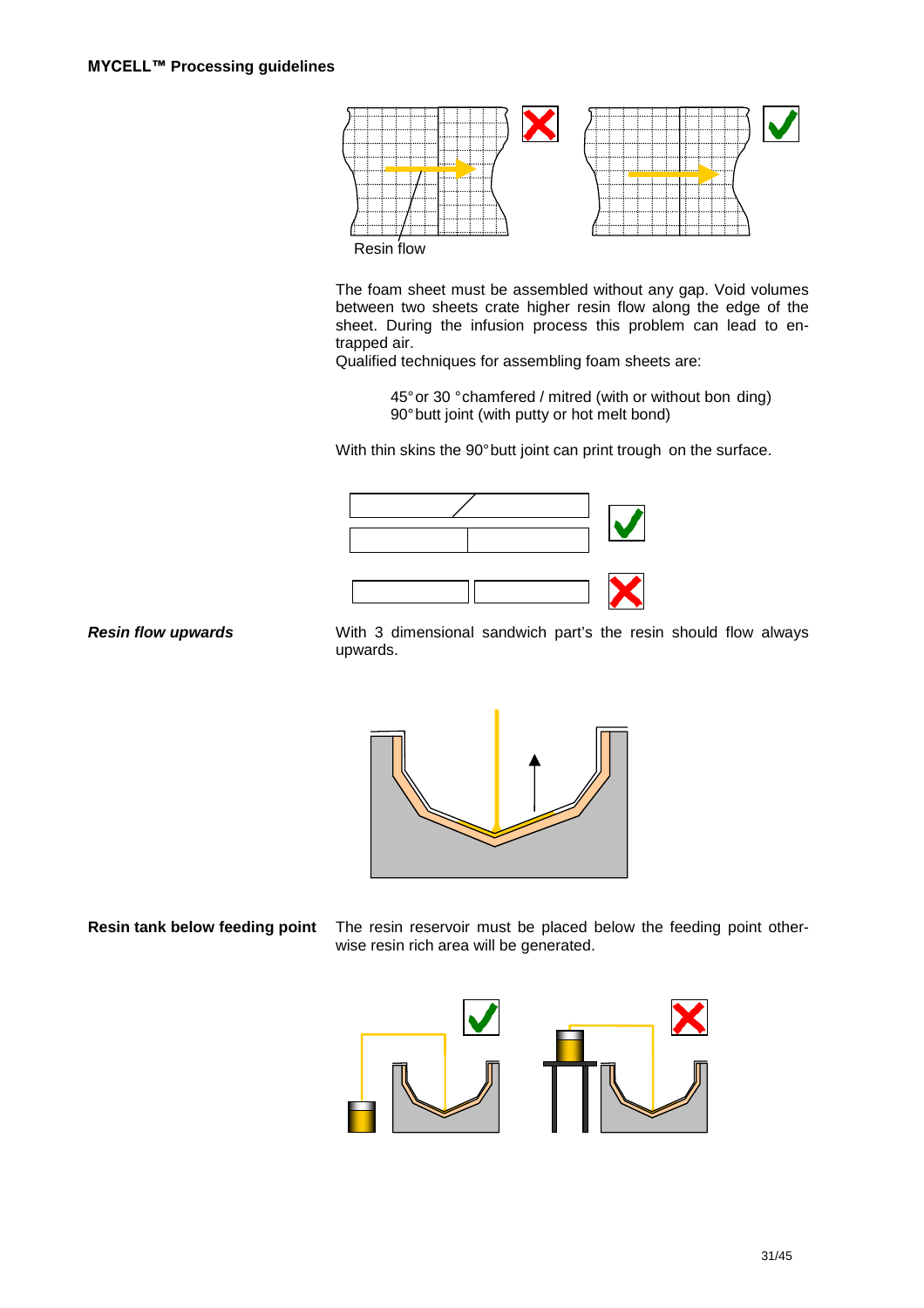Resin flow

The foam sheet must be assembled without any gap. Void volumes between two sheets crate higher resin flow along the edge of the sheet. During the infusion process this problem can lead to en-trapped air.
Qualified techniques for assembling foam sheets are:

> 45° or 30 ° chamfered / mitred (with or without bon ding)
> 90° butt joint (with putty or hot melt bond)

With thin skins the 90° butt joint can print trough on the surface.

***Resin flow upwards***

With 3 dimensional sandwich part's the resin should flow always upwards.

**Resin tank below feeding point**

The resin reservoir must be placed below the feeding point other-wise resin rich area will be generated.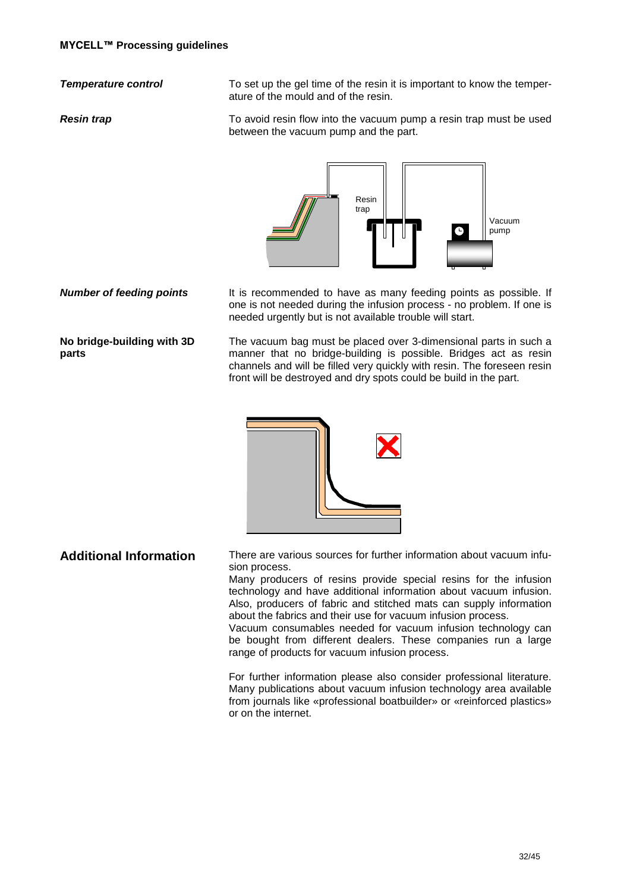**Temperature control**

To set up the gel time of the resin it is important to know the temperature of the mould and of the resin.

**Resin trap**

To avoid resin flow into the vacuum pump a resin trap must be used between the vacuum pump and the part.

**Number of feeding points**

It is recommended to have as many feeding points as possible. If one is not needed during the infusion process - no problem. If one is needed urgently but is not available trouble will start.

**No bridge-building with 3D parts**

The vacuum bag must be placed over 3-dimensional parts in such a manner that no bridge-building is possible. Bridges act as resin channels and will be filled very quickly with resin. The foreseen resin front will be destroyed and dry spots could be build in the part.

## Additional Information

There are various sources for further information about vacuum infusion process.

Many producers of resins provide special resins for the infusion technology and have additional information about vacuum infusion. Also, producers of fabric and stitched mats can supply information about the fabrics and their use for vacuum infusion process.

Vacuum consumables needed for vacuum infusion technology can be bought from different dealers. These companies run a large range of products for vacuum infusion process.

For further information please also consider professional literature. Many publications about vacuum infusion technology area available from journals like «professional boatbuilder» or «reinforced plastics» or on the internet.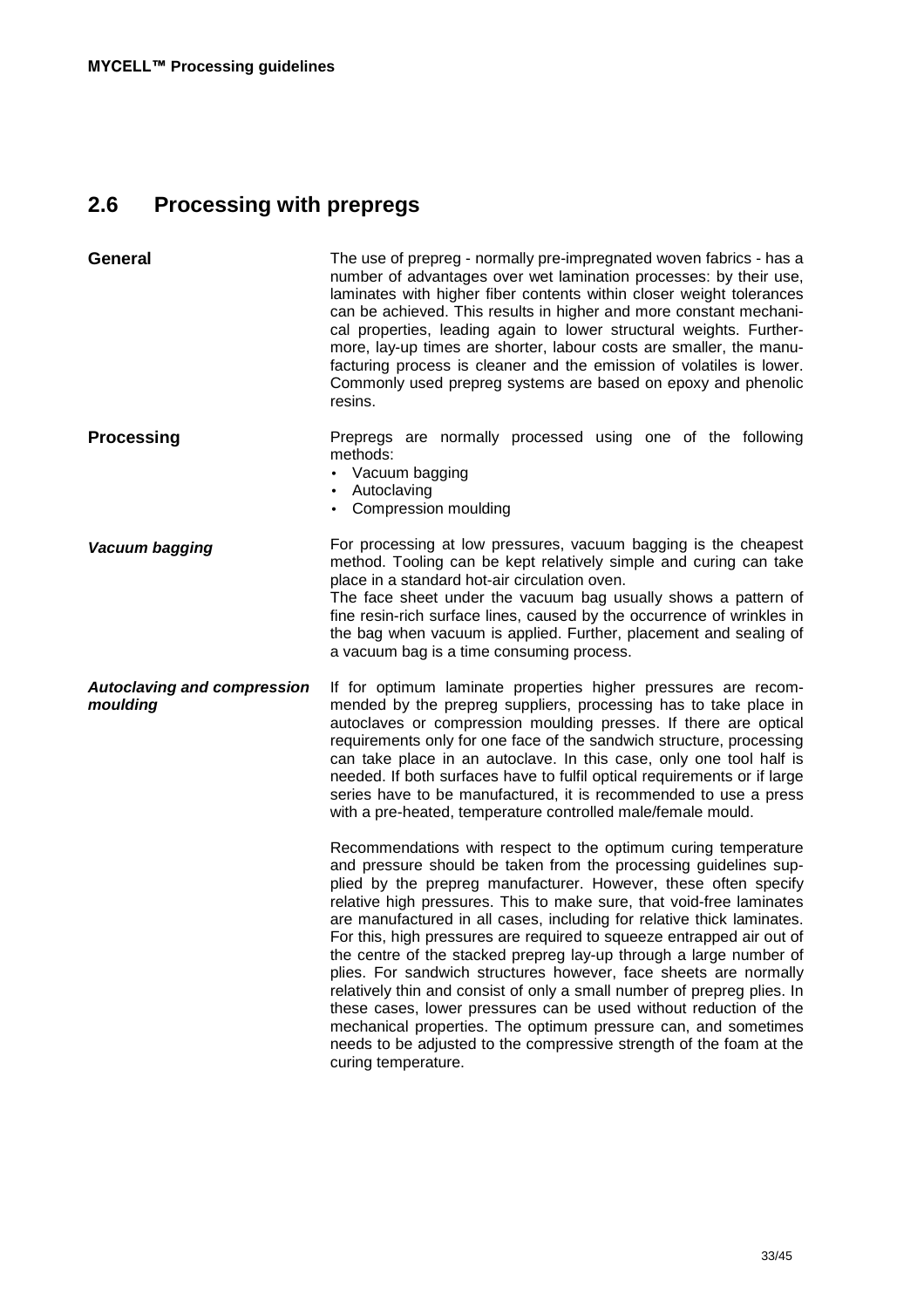## 2.6 Processing with prepregs

### General

The use of prepreg - normally pre-impregnated woven fabrics - has a number of advantages over wet lamination processes: by their use, laminates with higher fiber contents within closer weight tolerances can be achieved. This results in higher and more constant mechanical properties, leading again to lower structural weights. Furthermore, lay-up times are shorter, labour costs are smaller, the manufacturing process is cleaner and the emission of volatiles is lower. Commonly used prepreg systems are based on epoxy and phenolic resins.

### Processing

Prepregs are normally processed using one of the following methods:

- Vacuum bagging
- Autoclaving
- Compression moulding

#### *Vacuum bagging*

For processing at low pressures, vacuum bagging is the cheapest method. Tooling can be kept relatively simple and curing can take place in a standard hot-air circulation oven.
The face sheet under the vacuum bag usually shows a pattern of fine resin-rich surface lines, caused by the occurrence of wrinkles in the bag when vacuum is applied. Further, placement and sealing of a vacuum bag is a time consuming process.

#### *Autoclaving and compression moulding*

If for optimum laminate properties higher pressures are recommended by the prepreg suppliers, processing has to take place in autoclaves or compression moulding presses. If there are optical requirements only for one face of the sandwich structure, processing can take place in an autoclave. In this case, only one tool half is needed. If both surfaces have to fulfil optical requirements or if large series have to be manufactured, it is recommended to use a press with a pre-heated, temperature controlled male/female mould.

Recommendations with respect to the optimum curing temperature and pressure should be taken from the processing guidelines supplied by the prepreg manufacturer. However, these often specify relative high pressures. This to make sure, that void-free laminates are manufactured in all cases, including for relative thick laminates. For this, high pressures are required to squeeze entrapped air out of the centre of the stacked prepreg lay-up through a large number of plies. For sandwich structures however, face sheets are normally relatively thin and consist of only a small number of prepreg plies. In these cases, lower pressures can be used without reduction of the mechanical properties. The optimum pressure can, and sometimes needs to be adjusted to the compressive strength of the foam at the curing temperature.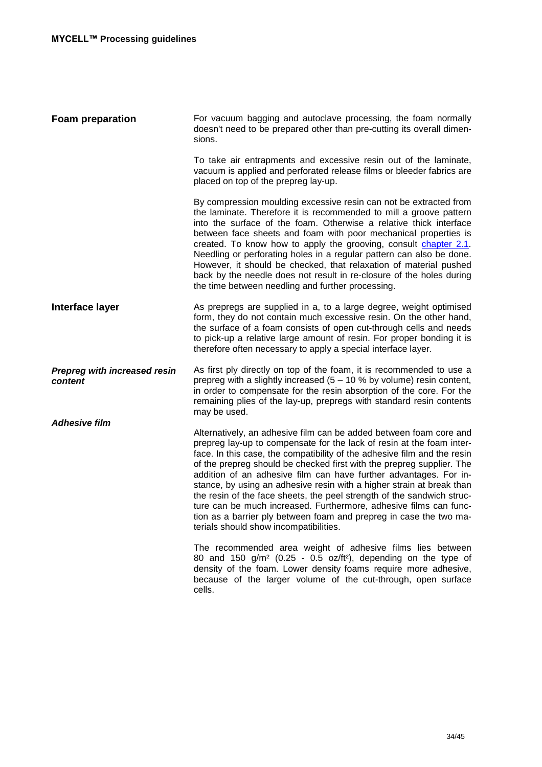## Foam preparation

For vacuum bagging and autoclave processing, the foam normally doesn't need to be prepared other than pre-cutting its overall dimensions.

To take air entrapments and excessive resin out of the laminate, vacuum is applied and perforated release films or bleeder fabrics are placed on top of the prepreg lay-up.

By compression moulding excessive resin can not be extracted from the laminate. Therefore it is recommended to mill a groove pattern into the surface of the foam. Otherwise a relative thick interface between face sheets and foam with poor mechanical properties is created. To know how to apply the grooving, consult chapter 2.1. Needling or perforating holes in a regular pattern can also be done. However, it should be checked, that relaxation of material pushed back by the needle does not result in re-closure of the holes during the time between needling and further processing.

## Interface layer

As prepregs are supplied in a, to a large degree, weight optimised form, they do not contain much excessive resin. On the other hand, the surface of a foam consists of open cut-through cells and needs to pick-up a relative large amount of resin. For proper bonding it is therefore often necessary to apply a special interface layer.

### *Prepreg with increased resin content*

As first ply directly on top of the foam, it is recommended to use a prepreg with a slightly increased (5 – 10 % by volume) resin content, in order to compensate for the resin absorption of the core. For the remaining plies of the lay-up, prepregs with standard resin contents may be used.

### *Adhesive film*

Alternatively, an adhesive film can be added between foam core and prepreg lay-up to compensate for the lack of resin at the foam interface. In this case, the compatibility of the adhesive film and the resin of the prepreg should be checked first with the prepreg supplier. The addition of an adhesive film can have further advantages. For instance, by using an adhesive resin with a higher strain at break than the resin of the face sheets, the peel strength of the sandwich structure can be much increased. Furthermore, adhesive films can function as a barrier ply between foam and prepreg in case the two materials should show incompatibilities.

The recommended area weight of adhesive films lies between 80 and 150 g/m² (0.25 - 0.5 oz/ft²), depending on the type of density of the foam. Lower density foams require more adhesive, because of the larger volume of the cut-through, open surface cells.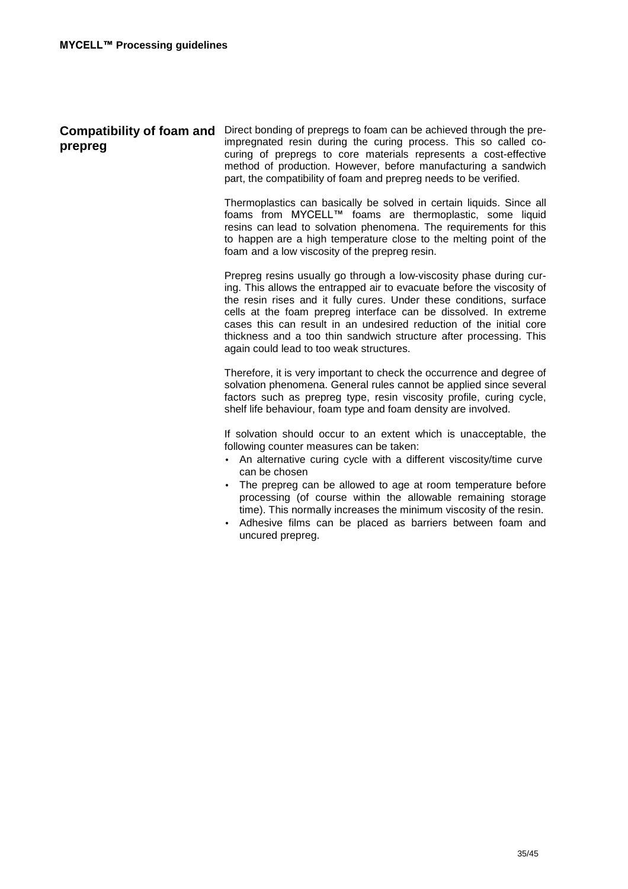## Compatibility of foam and prepreg

Direct bonding of prepregs to foam can be achieved through the pre-impregnated resin during the curing process. This so called co-curing of prepregs to core materials represents a cost-effective method of production. However, before manufacturing a sandwich part, the compatibility of foam and prepreg needs to be verified.

Thermoplastics can basically be solved in certain liquids. Since all foams from MYCELL™ foams are thermoplastic, some liquid resins can lead to solvation phenomena. The requirements for this to happen are a high temperature close to the melting point of the foam and a low viscosity of the prepreg resin.

Prepreg resins usually go through a low-viscosity phase during curing. This allows the entrapped air to evacuate before the viscosity of the resin rises and it fully cures. Under these conditions, surface cells at the foam prepreg interface can be dissolved. In extreme cases this can result in an undesired reduction of the initial core thickness and a too thin sandwich structure after processing. This again could lead to too weak structures.

Therefore, it is very important to check the occurrence and degree of solvation phenomena. General rules cannot be applied since several factors such as prepreg type, resin viscosity profile, curing cycle, shelf life behaviour, foam type and foam density are involved.

If solvation should occur to an extent which is unacceptable, the following counter measures can be taken:

- An alternative curing cycle with a different viscosity/time curve can be chosen
- The prepreg can be allowed to age at room temperature before processing (of course within the allowable remaining storage time). This normally increases the minimum viscosity of the resin.
- Adhesive films can be placed as barriers between foam and uncured prepreg.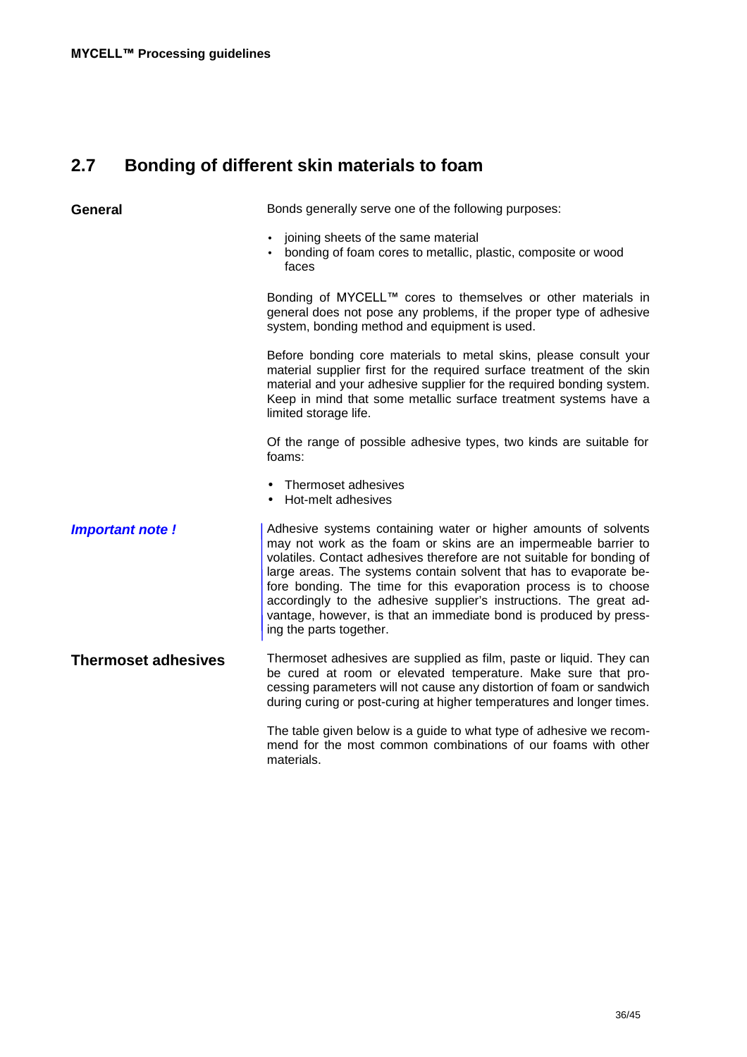## 2.7 Bonding of different skin materials to foam

**General**

Bonds generally serve one of the following purposes:

- joining sheets of the same material
- bonding of foam cores to metallic, plastic, composite or wood faces

Bonding of MYCELL™ cores to themselves or other materials in general does not pose any problems, if the proper type of adhesive system, bonding method and equipment is used.

Before bonding core materials to metal skins, please consult your material supplier first for the required surface treatment of the skin material and your adhesive supplier for the required bonding system. Keep in mind that some metallic surface treatment systems have a limited storage life.

Of the range of possible adhesive types, two kinds are suitable for foams:

- Thermoset adhesives
- Hot-melt adhesives

***Important note !***

Adhesive systems containing water or higher amounts of solvents may not work as the foam or skins are an impermeable barrier to volatiles. Contact adhesives therefore are not suitable for bonding of large areas. The systems contain solvent that has to evaporate before bonding. The time for this evaporation process is to choose accordingly to the adhesive supplier's instructions. The great advantage, however, is that an immediate bond is produced by pressing the parts together.

**Thermoset adhesives**

Thermoset adhesives are supplied as film, paste or liquid. They can be cured at room or elevated temperature. Make sure that processing parameters will not cause any distortion of foam or sandwich during curing or post-curing at higher temperatures and longer times.

The table given below is a guide to what type of adhesive we recommend for the most common combinations of our foams with other materials.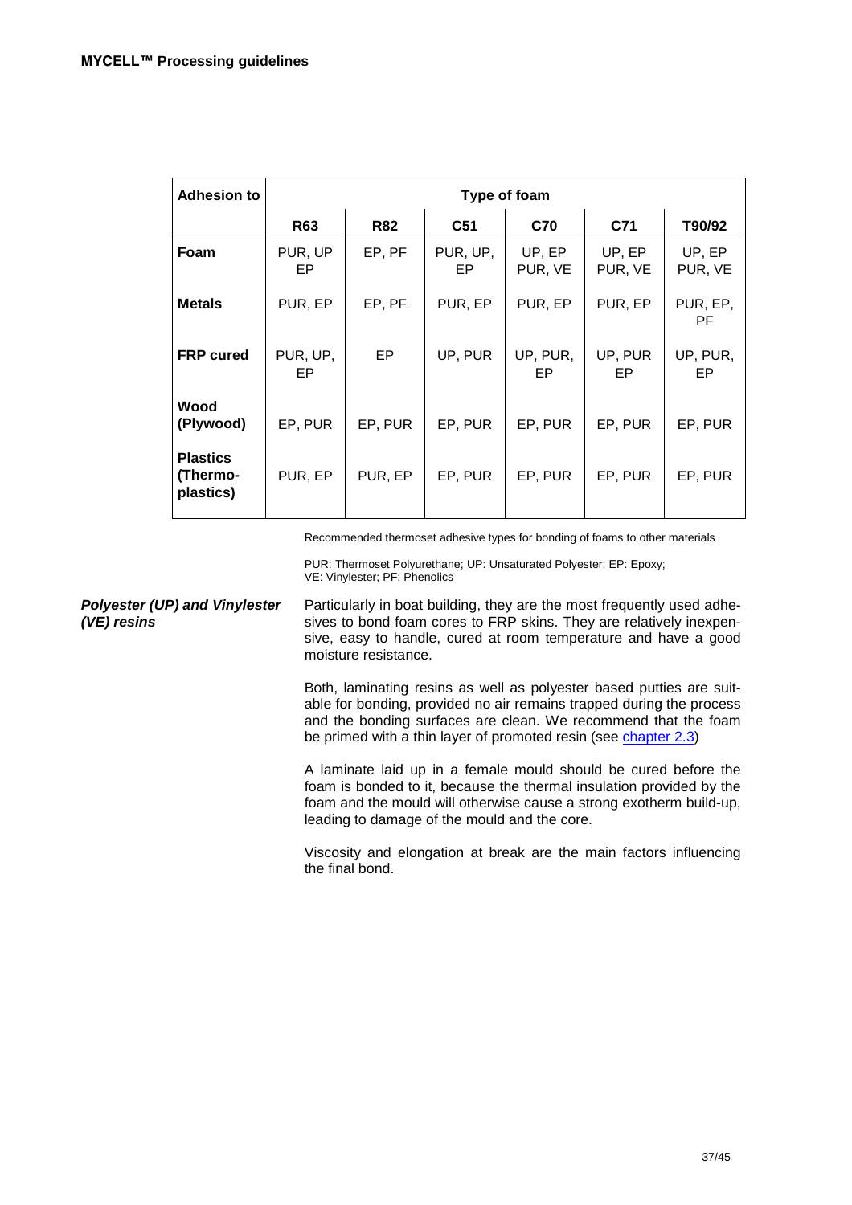| Adhesion to | Type of foam | | | | | |
|---|---|---|---|---|---|---|
| | **R63** | **R82** | **C51** | **C70** | **C71** | **T90/92** |
| **Foam** | PUR, UP EP | EP, PF | PUR, UP, EP | UP, EP PUR, VE | UP, EP PUR, VE | UP, EP PUR, VE |
| **Metals** | PUR, EP | EP, PF | PUR, EP | PUR, EP | PUR, EP | PUR, EP, PF |
| **FRP cured** | PUR, UP, EP | EP | UP, PUR | UP, PUR, EP | UP, PUR EP | UP, PUR, EP |
| **Wood (Plywood)** | EP, PUR | EP, PUR | EP, PUR | EP, PUR | EP, PUR | EP, PUR |
| **Plastics (Thermo-plastics)** | PUR, EP | PUR, EP | EP, PUR | EP, PUR | EP, PUR | EP, PUR |

Recommended thermoset adhesive types for bonding of foams to other materials

PUR: Thermoset Polyurethane; UP: Unsaturated Polyester; EP: Epoxy; VE: Vinylester; PF: Phenolics

***Polyester (UP) and Vinylester (VE) resins***

Particularly in boat building, they are the most frequently used adhesives to bond foam cores to FRP skins. They are relatively inexpensive, easy to handle, cured at room temperature and have a good moisture resistance.

Both, laminating resins as well as polyester based putties are suitable for bonding, provided no air remains trapped during the process and the bonding surfaces are clean. We recommend that the foam be primed with a thin layer of promoted resin (see chapter 2.3)

A laminate laid up in a female mould should be cured before the foam is bonded to it, because the thermal insulation provided by the foam and the mould will otherwise cause a strong exotherm build-up, leading to damage of the mould and the core.

Viscosity and elongation at break are the main factors influencing the final bond.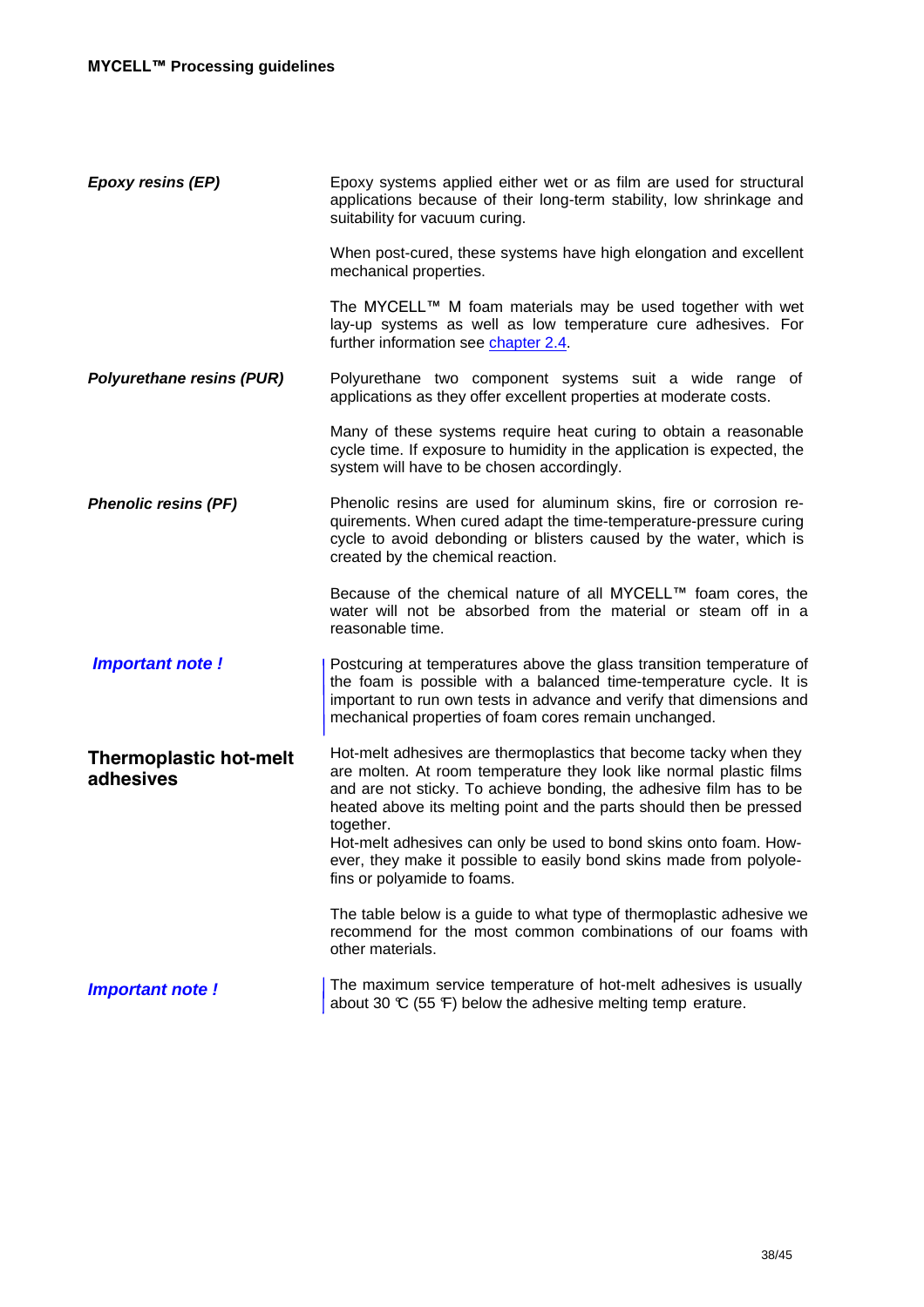***Epoxy resins (EP)***

Epoxy systems applied either wet or as film are used for structural applications because of their long-term stability, low shrinkage and suitability for vacuum curing.

When post-cured, these systems have high elongation and excellent mechanical properties.

The MYCELL™ M foam materials may be used together with wet lay-up systems as well as low temperature cure adhesives. For further information see chapter 2.4.

***Polyurethane resins (PUR)***

Polyurethane two component systems suit a wide range of applications as they offer excellent properties at moderate costs.

Many of these systems require heat curing to obtain a reasonable cycle time. If exposure to humidity in the application is expected, the system will have to be chosen accordingly.

***Phenolic resins (PF)***

Phenolic resins are used for aluminum skins, fire or corrosion requirements. When cured adapt the time-temperature-pressure curing cycle to avoid debonding or blisters caused by the water, which is created by the chemical reaction.

Because of the chemical nature of all MYCELL™ foam cores, the water will not be absorbed from the material or steam off in a reasonable time.

***Important note !***

Postcuring at temperatures above the glass transition temperature of the foam is possible with a balanced time-temperature cycle. It is important to run own tests in advance and verify that dimensions and mechanical properties of foam cores remain unchanged.

## Thermoplastic hot-melt adhesives

Hot-melt adhesives are thermoplastics that become tacky when they are molten. At room temperature they look like normal plastic films and are not sticky. To achieve bonding, the adhesive film has to be heated above its melting point and the parts should then be pressed together.
Hot-melt adhesives can only be used to bond skins onto foam. However, they make it possible to easily bond skins made from polyolefins or polyamide to foams.

The table below is a guide to what type of thermoplastic adhesive we recommend for the most common combinations of our foams with other materials.

***Important note !***

The maximum service temperature of hot-melt adhesives is usually about 30 °C (55 °F) below the adhesive melting temperature.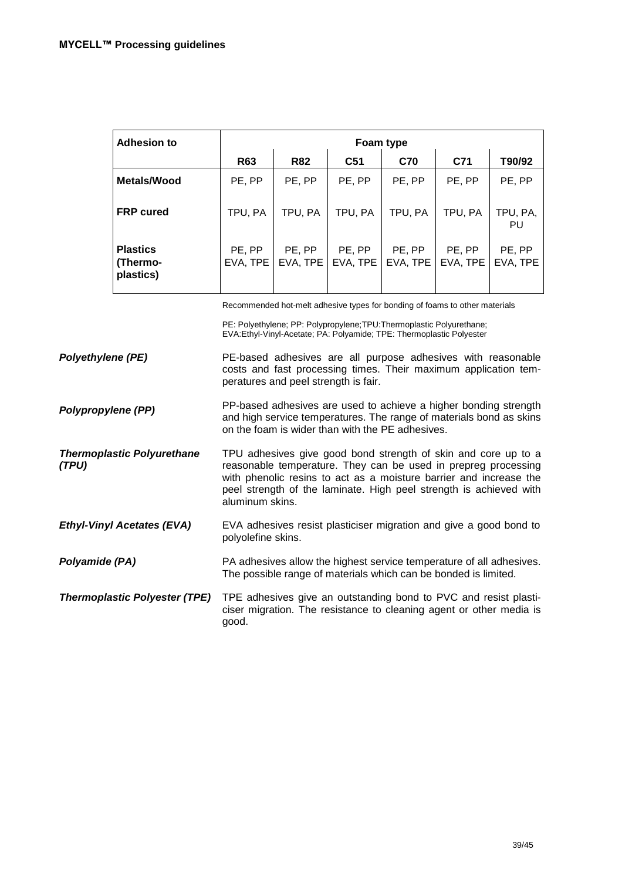| Adhesion to | Foam type | | | | | |
|---|---|---|---|---|---|---|
| | **R63** | **R82** | **C51** | **C70** | **C71** | **T90/92** |
| **Metals/Wood** | PE, PP | PE, PP | PE, PP | PE, PP | PE, PP | PE, PP |
| **FRP cured** | TPU, PA | TPU, PA | TPU, PA | TPU, PA | TPU, PA | TPU, PA, PU |
| **Plastics (Thermo-plastics)** | PE, PP EVA, TPE | PE, PP EVA, TPE | PE, PP EVA, TPE | PE, PP EVA, TPE | PE, PP EVA, TPE | PE, PP EVA, TPE |

Recommended hot-melt adhesive types for bonding of foams to other materials

PE: Polyethylene; PP: Polypropylene;TPU:Thermoplastic Polyurethane; EVA:Ethyl-Vinyl-Acetate; PA: Polyamide; TPE: Thermoplastic Polyester

***Polyethylene (PE)***

PE-based adhesives are all purpose adhesives with reasonable costs and fast processing times. Their maximum application temperatures and peel strength is fair.

***Polypropylene (PP)***

PP-based adhesives are used to achieve a higher bonding strength and high service temperatures. The range of materials bond as skins on the foam is wider than with the PE adhesives.

***Thermoplastic Polyurethane (TPU)***

TPU adhesives give good bond strength of skin and core up to a reasonable temperature. They can be used in prepreg processing with phenolic resins to act as a moisture barrier and increase the peel strength of the laminate. High peel strength is achieved with aluminum skins.

***Ethyl-Vinyl Acetates (EVA)***

EVA adhesives resist plasticiser migration and give a good bond to polyolefine skins.

***Polyamide (PA)***

PA adhesives allow the highest service temperature of all adhesives. The possible range of materials which can be bonded is limited.

***Thermoplastic Polyester (TPE)***

TPE adhesives give an outstanding bond to PVC and resist plasticiser migration. The resistance to cleaning agent or other media is good.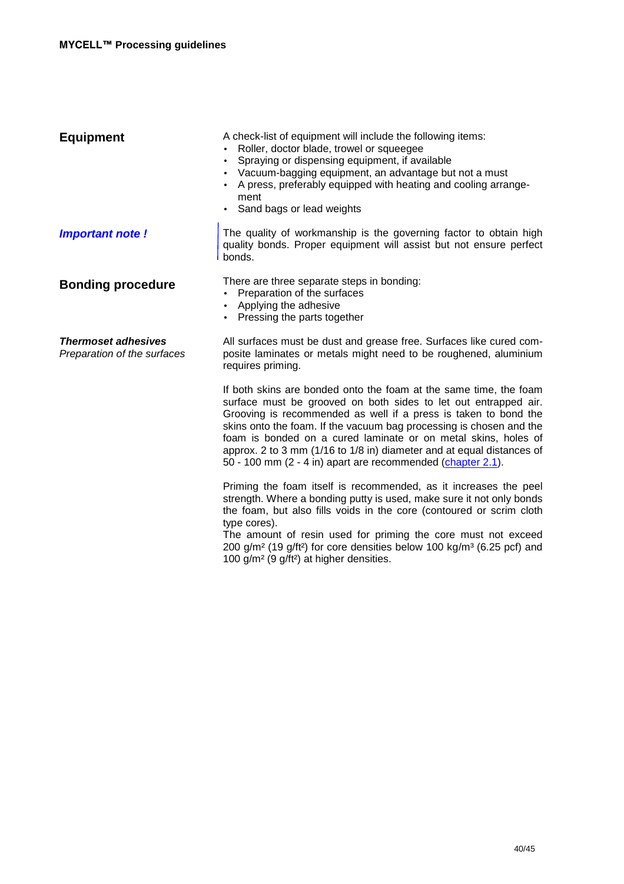## Equipment

A check-list of equipment will include the following items:

- Roller, doctor blade, trowel or squeegee
- Spraying or dispensing equipment, if available
- Vacuum-bagging equipment, an advantage but not a must
- A press, preferably equipped with heating and cooling arrangement
- Sand bags or lead weights

***Important note !***

The quality of workmanship is the governing factor to obtain high quality bonds. Proper equipment will assist but not ensure perfect bonds.

## Bonding procedure

There are three separate steps in bonding:

- Preparation of the surfaces
- Applying the adhesive
- Pressing the parts together

***Thermoset adhesives***

*Preparation of the surfaces*

All surfaces must be dust and grease free. Surfaces like cured composite laminates or metals might need to be roughened, aluminium requires priming.

If both skins are bonded onto the foam at the same time, the foam surface must be grooved on both sides to let out entrapped air. Grooving is recommended as well if a press is taken to bond the skins onto the foam. If the vacuum bag processing is chosen and the foam is bonded on a cured laminate or on metal skins, holes of approx. 2 to 3 mm (1/16 to 1/8 in) diameter and at equal distances of 50 - 100 mm (2 - 4 in) apart are recommended (chapter 2.1).

Priming the foam itself is recommended, as it increases the peel strength. Where a bonding putty is used, make sure it not only bonds the foam, but also fills voids in the core (contoured or scrim cloth type cores).
The amount of resin used for priming the core must not exceed 200 g/m² (19 g/ft²) for core densities below 100 kg/m³ (6.25 pcf) and 100 g/m² (9 g/ft²) at higher densities.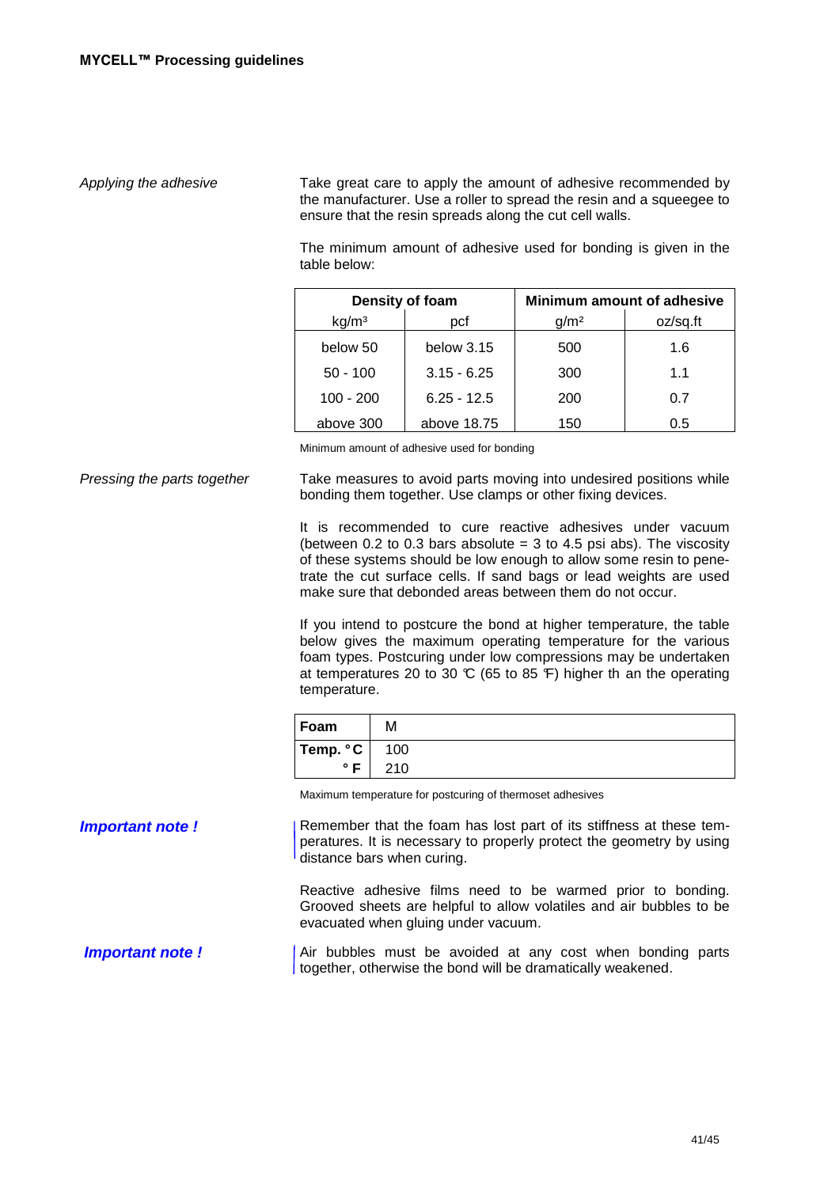*Applying the adhesive*

Take great care to apply the amount of adhesive recommended by the manufacturer. Use a roller to spread the resin and a squeegee to ensure that the resin spreads along the cut cell walls.

The minimum amount of adhesive used for bonding is given in the table below:

| Density of foam | | Minimum amount of adhesive | |
|---|---|---|---|
| kg/m³ | pcf | g/m² | oz/sq.ft |
| below 50 | below 3.15 | 500 | 1.6 |
| 50 - 100 | 3.15 - 6.25 | 300 | 1.1 |
| 100 - 200 | 6.25 - 12.5 | 200 | 0.7 |
| above 300 | above 18.75 | 150 | 0.5 |

Minimum amount of adhesive used for bonding

*Pressing the parts together*

Take measures to avoid parts moving into undesired positions while bonding them together. Use clamps or other fixing devices.

It is recommended to cure reactive adhesives under vacuum (between 0.2 to 0.3 bars absolute = 3 to 4.5 psi abs). The viscosity of these systems should be low enough to allow some resin to penetrate the cut surface cells. If sand bags or lead weights are used make sure that debonded areas between them do not occur.

If you intend to postcure the bond at higher temperature, the table below gives the maximum operating temperature for the various foam types. Postcuring under low compressions may be undertaken at temperatures 20 to 30 °C (65 to 85 °F) higher than the operating temperature.

| **Foam** | M |
|---|---|
| **Temp. °C** | 100 |
| **°F** | 210 |

Maximum temperature for postcuring of thermoset adhesives

***Important note !***

Remember that the foam has lost part of its stiffness at these temperatures. It is necessary to properly protect the geometry by using distance bars when curing.

Reactive adhesive films need to be warmed prior to bonding. Grooved sheets are helpful to allow volatiles and air bubbles to be evacuated when gluing under vacuum.

***Important note !***

Air bubbles must be avoided at any cost when bonding parts together, otherwise the bond will be dramatically weakened.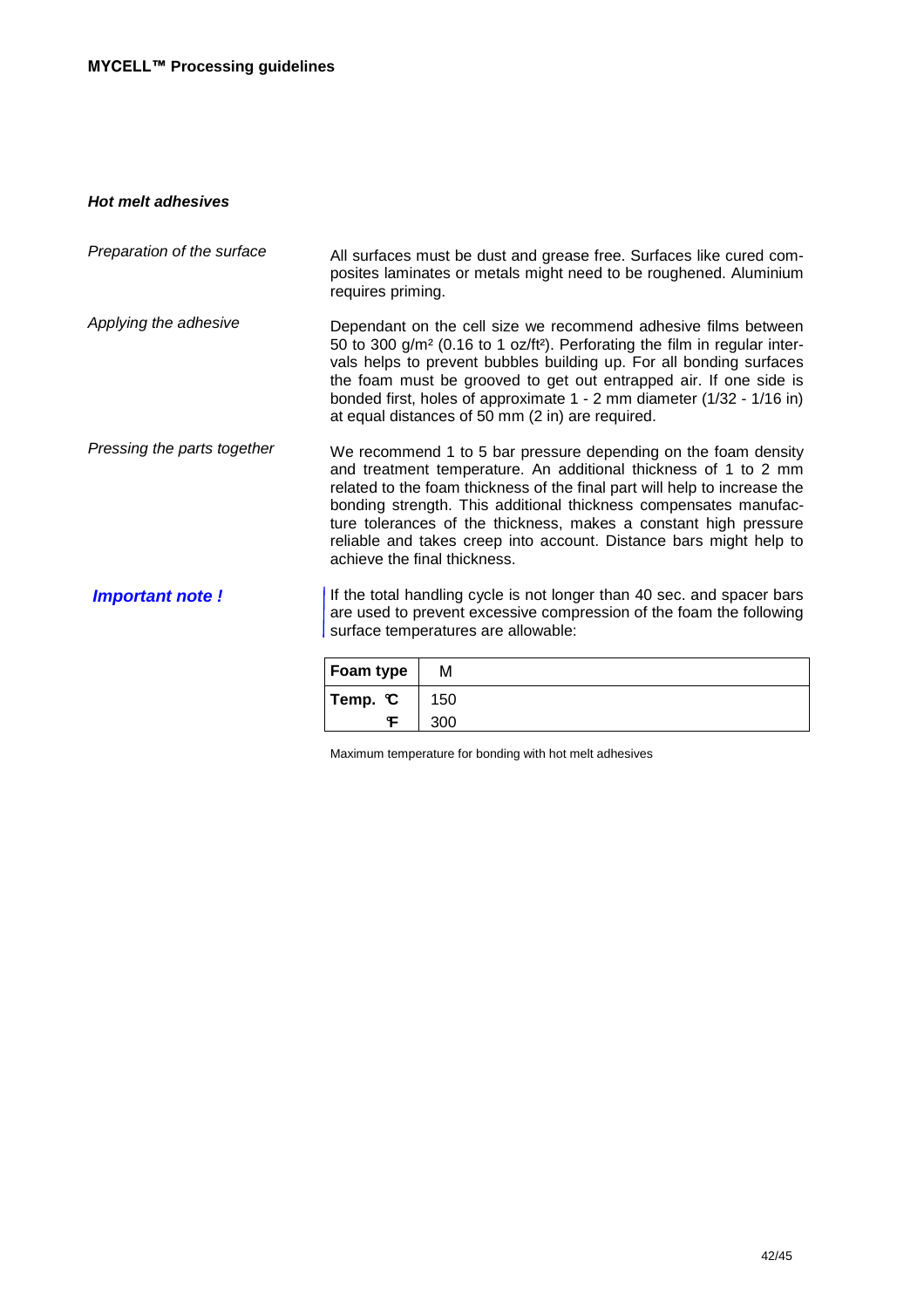### *Hot melt adhesives*

*Preparation of the surface*

All surfaces must be dust and grease free. Surfaces like cured composites laminates or metals might need to be roughened. Aluminium requires priming.

*Applying the adhesive*

Dependant on the cell size we recommend adhesive films between 50 to 300 g/m² (0.16 to 1 oz/ft²). Perforating the film in regular intervals helps to prevent bubbles building up. For all bonding surfaces the foam must be grooved to get out entrapped air. If one side is bonded first, holes of approximate 1 - 2 mm diameter (1/32 - 1/16 in) at equal distances of 50 mm (2 in) are required.

*Pressing the parts together*

We recommend 1 to 5 bar pressure depending on the foam density and treatment temperature. An additional thickness of 1 to 2 mm related to the foam thickness of the final part will help to increase the bonding strength. This additional thickness compensates manufacture tolerances of the thickness, makes a constant high pressure reliable and takes creep into account. Distance bars might help to achieve the final thickness.

***Important note !***

If the total handling cycle is not longer than 40 sec. and spacer bars are used to prevent excessive compression of the foam the following surface temperatures are allowable:

| Foam type | M |
|---|---|
| Temp. °C | 150 |
| °F | 300 |

Maximum temperature for bonding with hot melt adhesives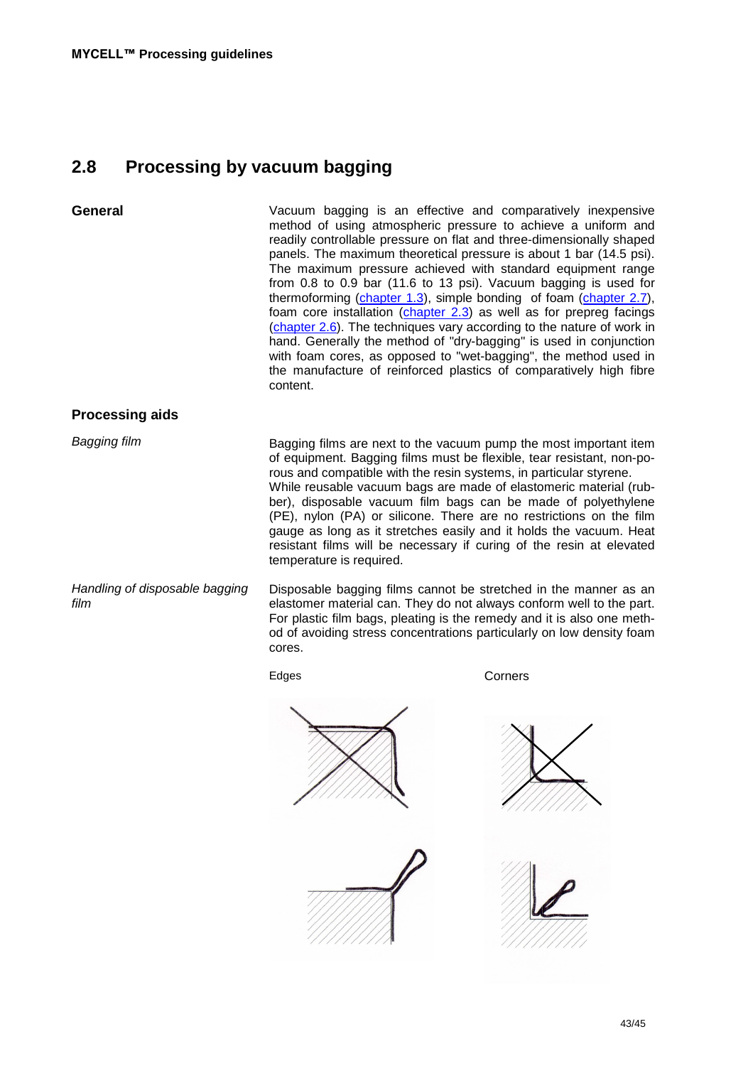## 2.8 Processing by vacuum bagging

**General**

Vacuum bagging is an effective and comparatively inexpensive method of using atmospheric pressure to achieve a uniform and readily controllable pressure on flat and three-dimensionally shaped panels. The maximum theoretical pressure is about 1 bar (14.5 psi). The maximum pressure achieved with standard equipment range from 0.8 to 0.9 bar (11.6 to 13 psi). Vacuum bagging is used for thermoforming (chapter 1.3), simple bonding of foam (chapter 2.7), foam core installation (chapter 2.3) as well as for prepreg facings (chapter 2.6). The techniques vary according to the nature of work in hand. Generally the method of "dry-bagging" is used in conjunction with foam cores, as opposed to "wet-bagging", the method used in the manufacture of reinforced plastics of comparatively high fibre content.

### Processing aids

*Bagging film*

Bagging films are next to the vacuum pump the most important item of equipment. Bagging films must be flexible, tear resistant, non-porous and compatible with the resin systems, in particular styrene.
While reusable vacuum bags are made of elastomeric material (rubber), disposable vacuum film bags can be made of polyethylene (PE), nylon (PA) or silicone. There are no restrictions on the film gauge as long as it stretches easily and it holds the vacuum. Heat resistant films will be necessary if curing of the resin at elevated temperature is required.

*Handling of disposable bagging film*

Disposable bagging films cannot be stretched in the manner as an elastomer material can. They do not always conform well to the part. For plastic film bags, pleating is the remedy and it is also one method of avoiding stress concentrations particularly on low density foam cores.

Edges

Corners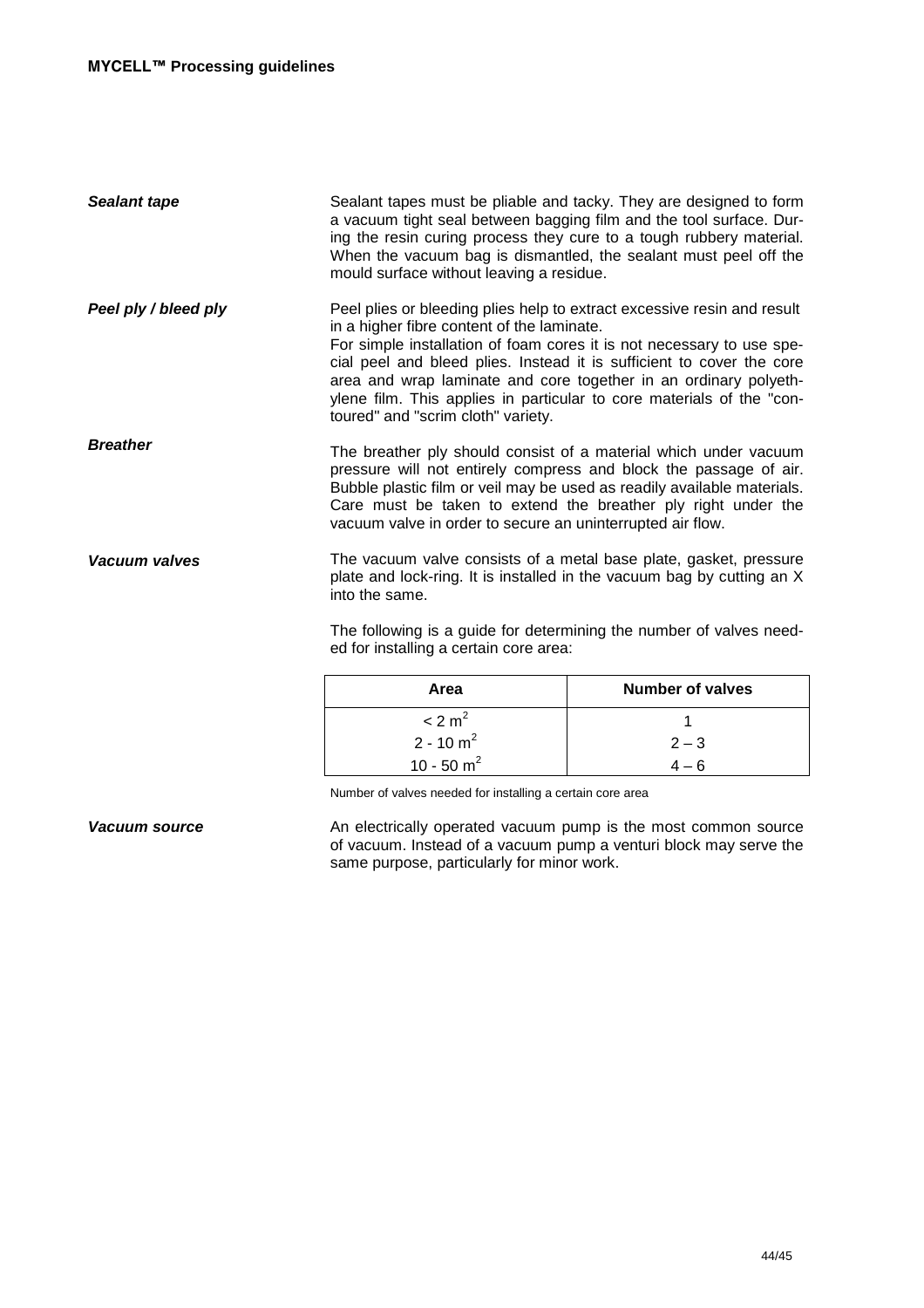***Sealant tape***

Sealant tapes must be pliable and tacky. They are designed to form a vacuum tight seal between bagging film and the tool surface. During the resin curing process they cure to a tough rubbery material. When the vacuum bag is dismantled, the sealant must peel off the mould surface without leaving a residue.

***Peel ply / bleed ply***

Peel plies or bleeding plies help to extract excessive resin and result in a higher fibre content of the laminate.
For simple installation of foam cores it is not necessary to use special peel and bleed plies. Instead it is sufficient to cover the core area and wrap laminate and core together in an ordinary polyethylene film. This applies in particular to core materials of the "contoured" and "scrim cloth" variety.

***Breather***

The breather ply should consist of a material which under vacuum pressure will not entirely compress and block the passage of air. Bubble plastic film or veil may be used as readily available materials. Care must be taken to extend the breather ply right under the vacuum valve in order to secure an uninterrupted air flow.

***Vacuum valves***

The vacuum valve consists of a metal base plate, gasket, pressure plate and lock-ring. It is installed in the vacuum bag by cutting an X into the same.

The following is a guide for determining the number of valves needed for installing a certain core area:

| Area | Number of valves |
|---|---|
| < 2 $m^2$ | 1 |
| 2 - 10 $m^2$ | 2 – 3 |
| 10 - 50 $m^2$ | 4 – 6 |

Number of valves needed for installing a certain core area

***Vacuum source***

An electrically operated vacuum pump is the most common source of vacuum. Instead of a vacuum pump a venturi block may serve the same purpose, particularly for minor work.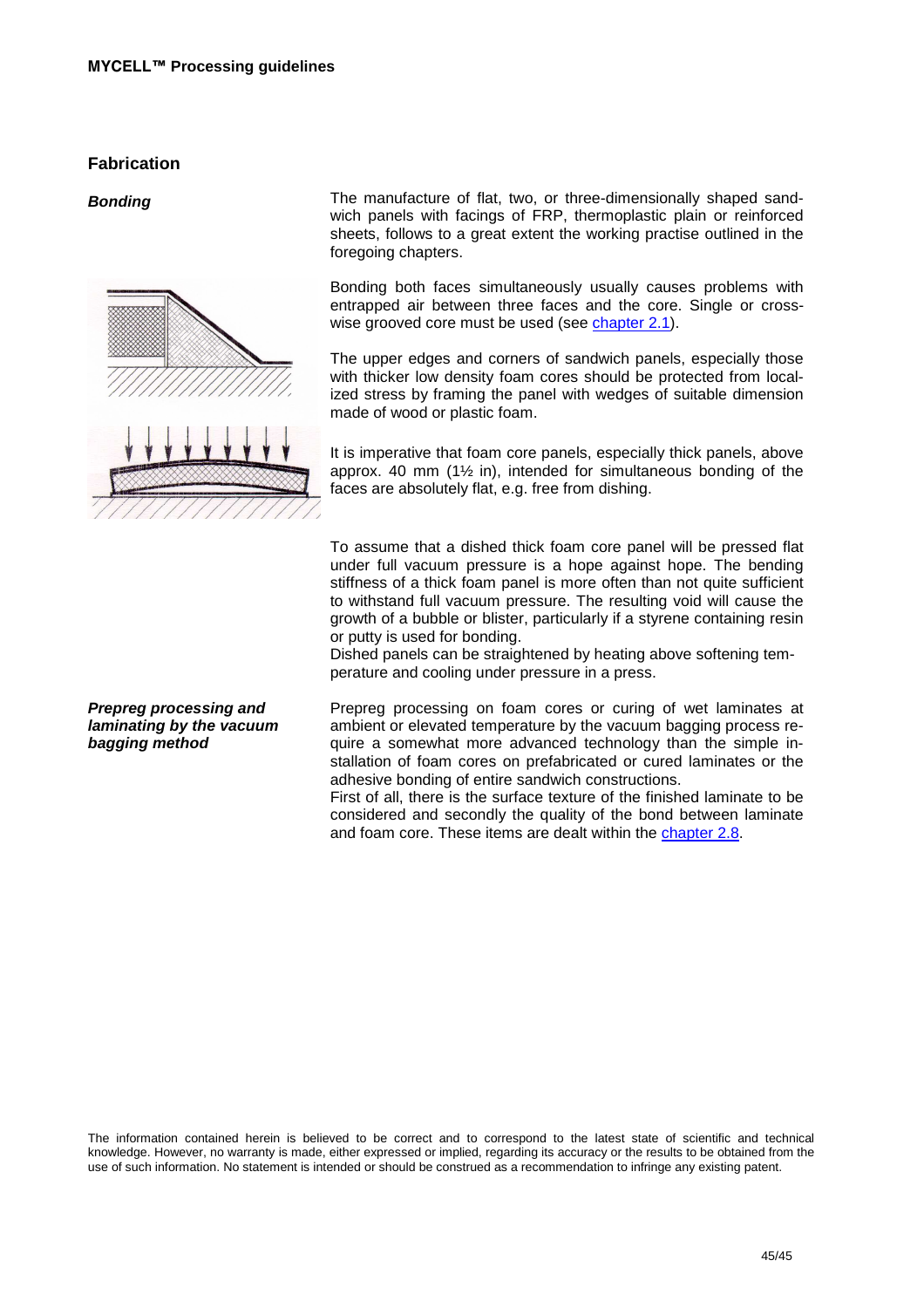## Fabrication

***Bonding***

The manufacture of flat, two, or three-dimensionally shaped sandwich panels with facings of FRP, thermoplastic plain or reinforced sheets, follows to a great extent the working practise outlined in the foregoing chapters.

Bonding both faces simultaneously usually causes problems with entrapped air between three faces and the core. Single or crosswise grooved core must be used (see chapter 2.1).

The upper edges and corners of sandwich panels, especially those with thicker low density foam cores should be protected from localized stress by framing the panel with wedges of suitable dimension made of wood or plastic foam.

It is imperative that foam core panels, especially thick panels, above approx. 40 mm (1½ in), intended for simultaneous bonding of the faces are absolutely flat, e.g. free from dishing.

To assume that a dished thick foam core panel will be pressed flat under full vacuum pressure is a hope against hope. The bending stiffness of a thick foam panel is more often than not quite sufficient to withstand full vacuum pressure. The resulting void will cause the growth of a bubble or blister, particularly if a styrene containing resin or putty is used for bonding.

Dished panels can be straightened by heating above softening temperature and cooling under pressure in a press.

***Prepreg processing and laminating by the vacuum bagging method***

Prepreg processing on foam cores or curing of wet laminates at ambient or elevated temperature by the vacuum bagging process require a somewhat more advanced technology than the simple installation of foam cores on prefabricated or cured laminates or the adhesive bonding of entire sandwich constructions.

First of all, there is the surface texture of the finished laminate to be considered and secondly the quality of the bond between laminate and foam core. These items are dealt within the chapter 2.8.

The information contained herein is believed to be correct and to correspond to the latest state of scientific and technical knowledge. However, no warranty is made, either expressed or implied, regarding its accuracy or the results to be obtained from the use of such information. No statement is intended or should be construed as a recommendation to infringe any existing patent.